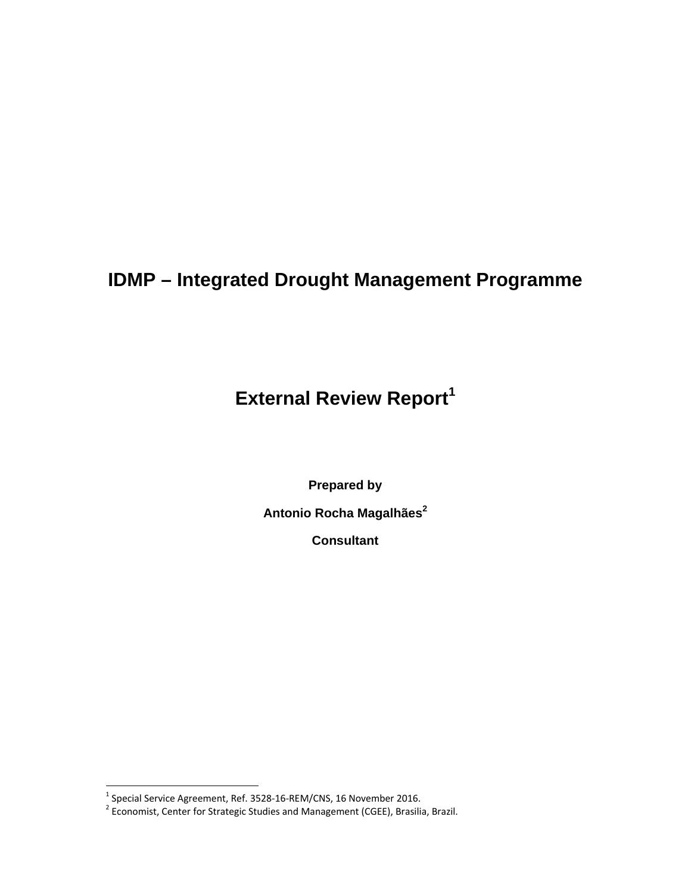# IDMP – Integrated Drought Management Programme

## External Review Report[1]

**Prepared by**

**Antonio Rocha Magalhães[2]**

**Consultant**

[1] Special Service Agreement, Ref. 3528-16-REM/CNS, 16 November 2016.

[2] Economist, Center for Strategic Studies and Management (CGEE), Brasilia, Brazil.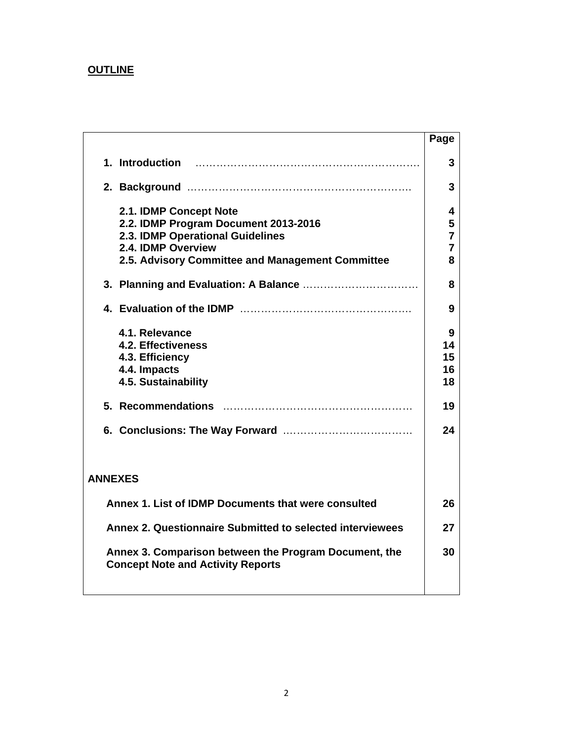**OUTLINE**

| | Page |
|---|---|
| **1. Introduction** ………………………………………………………. | **3** |
| **2. Background** ……………………………………………………… | **3** |
| **2.1. IDMP Concept Note** | **4** |
| **2.2. IDMP Program Document 2013-2016** | **5** |
| **2.3. IDMP Operational Guidelines** | **7** |
| **2.4. IDMP Overview** | **7** |
| **2.5. Advisory Committee and Management Committee** | **8** |
| **3. Planning and Evaluation: A Balance** ………………………… | **8** |
| **4. Evaluation of the IDMP** ………………………………………. | **9** |
| **4.1. Relevance** | **9** |
| **4.2. Effectiveness** | **14** |
| **4.3. Efficiency** | **15** |
| **4.4. Impacts** | **16** |
| **4.5. Sustainability** | **18** |
| **5. Recommendations** ……………………………………………. | **19** |
| **6. Conclusions: The Way Forward** ……………………………… | **24** |
| **ANNEXES** | |
| **Annex 1. List of IDMP Documents that were consulted** | **26** |
| **Annex 2. Questionnaire Submitted to selected interviewees** | **27** |
| **Annex 3. Comparison between the Program Document, the Concept Note and Activity Reports** | **30** |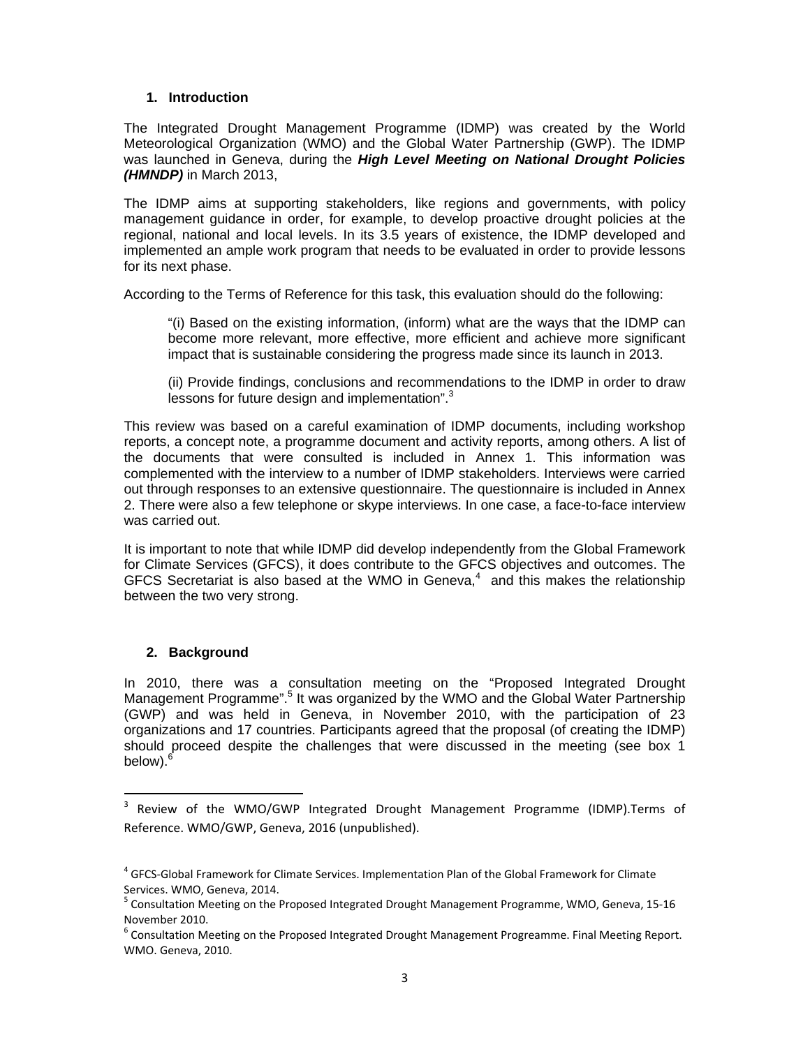## 1. Introduction

The Integrated Drought Management Programme (IDMP) was created by the World Meteorological Organization (WMO) and the Global Water Partnership (GWP). The IDMP was launched in Geneva, during the ***High Level Meeting on National Drought Policies (HMNDP)*** in March 2013,

The IDMP aims at supporting stakeholders, like regions and governments, with policy management guidance in order, for example, to develop proactive drought policies at the regional, national and local levels. In its 3.5 years of existence, the IDMP developed and implemented an ample work program that needs to be evaluated in order to provide lessons for its next phase.

According to the Terms of Reference for this task, this evaluation should do the following:

> "(i) Based on the existing information, (inform) what are the ways that the IDMP can become more relevant, more effective, more efficient and achieve more significant impact that is sustainable considering the progress made since its launch in 2013.
>
> (ii) Provide findings, conclusions and recommendations to the IDMP in order to draw lessons for future design and implementation".[3]

This review was based on a careful examination of IDMP documents, including workshop reports, a concept note, a programme document and activity reports, among others. A list of the documents that were consulted is included in Annex 1. This information was complemented with the interview to a number of IDMP stakeholders. Interviews were carried out through responses to an extensive questionnaire. The questionnaire is included in Annex 2. There were also a few telephone or skype interviews. In one case, a face-to-face interview was carried out.

It is important to note that while IDMP did develop independently from the Global Framework for Climate Services (GFCS), it does contribute to the GFCS objectives and outcomes. The GFCS Secretariat is also based at the WMO in Geneva,[4] and this makes the relationship between the two very strong.

## 2. Background

In 2010, there was a consultation meeting on the "Proposed Integrated Drought Management Programme".[5] It was organized by the WMO and the Global Water Partnership (GWP) and was held in Geneva, in November 2010, with the participation of 23 organizations and 17 countries. Participants agreed that the proposal (of creating the IDMP) should proceed despite the challenges that were discussed in the meeting (see box 1 below).[6]

---

[3] Review of the WMO/GWP Integrated Drought Management Programme (IDMP).Terms of Reference. WMO/GWP, Geneva, 2016 (unpublished).

[4] GFCS-Global Framework for Climate Services. Implementation Plan of the Global Framework for Climate Services. WMO, Geneva, 2014.

[5] Consultation Meeting on the Proposed Integrated Drought Management Programme, WMO, Geneva, 15-16 November 2010.

[6] Consultation Meeting on the Proposed Integrated Drought Management Progreamme. Final Meeting Report. WMO. Geneva, 2010.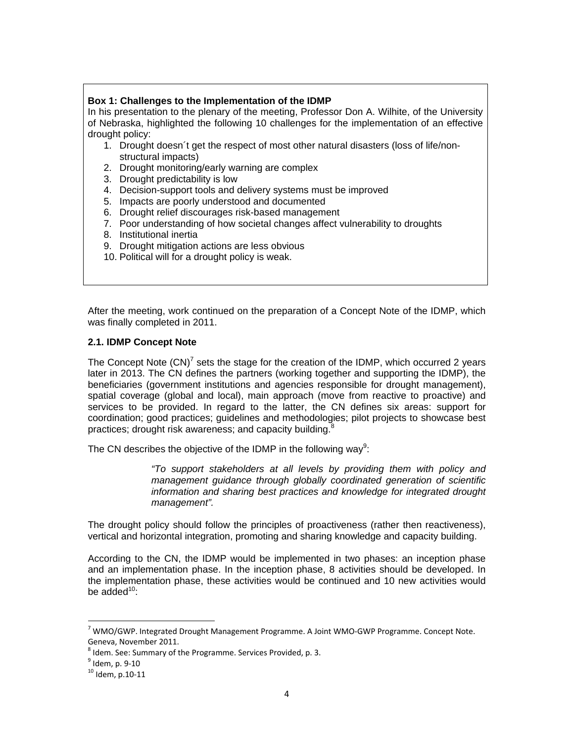**Box 1: Challenges to the Implementation of the IDMP**

In his presentation to the plenary of the meeting, Professor Don A. Wilhite, of the University of Nebraska, highlighted the following 10 challenges for the implementation of an effective drought policy:

1. Drought doesn´t get the respect of most other natural disasters (loss of life/non-structural impacts)
2. Drought monitoring/early warning are complex
3. Drought predictability is low
4. Decision-support tools and delivery systems must be improved
5. Impacts are poorly understood and documented
6. Drought relief discourages risk-based management
7. Poor understanding of how societal changes affect vulnerability to droughts
8. Institutional inertia
9. Drought mitigation actions are less obvious
10. Political will for a drought policy is weak.

After the meeting, work continued on the preparation of a Concept Note of the IDMP, which was finally completed in 2011.

### 2.1. IDMP Concept Note

The Concept Note (CN)[7] sets the stage for the creation of the IDMP, which occurred 2 years later in 2013. The CN defines the partners (working together and supporting the IDMP), the beneficiaries (government institutions and agencies responsible for drought management), spatial coverage (global and local), main approach (move from reactive to proactive) and services to be provided. In regard to the latter, the CN defines six areas: support for coordination; good practices; guidelines and methodologies; pilot projects to showcase best practices; drought risk awareness; and capacity building.[8]

The CN describes the objective of the IDMP in the following way[9]:

> *"To support stakeholders at all levels by providing them with policy and management guidance through globally coordinated generation of scientific information and sharing best practices and knowledge for integrated drought management".*

The drought policy should follow the principles of proactiveness (rather then reactiveness), vertical and horizontal integration, promoting and sharing knowledge and capacity building.

According to the CN, the IDMP would be implemented in two phases: an inception phase and an implementation phase. In the inception phase, 8 activities should be developed. In the implementation phase, these activities would be continued and 10 new activities would be added[10]:

---

[7] WMO/GWP. Integrated Drought Management Programme. A Joint WMO-GWP Programme. Concept Note. Geneva, November 2011.

[8] Idem. See: Summary of the Programme. Services Provided, p. 3.

[9] Idem, p. 9-10

[10] Idem, p.10-11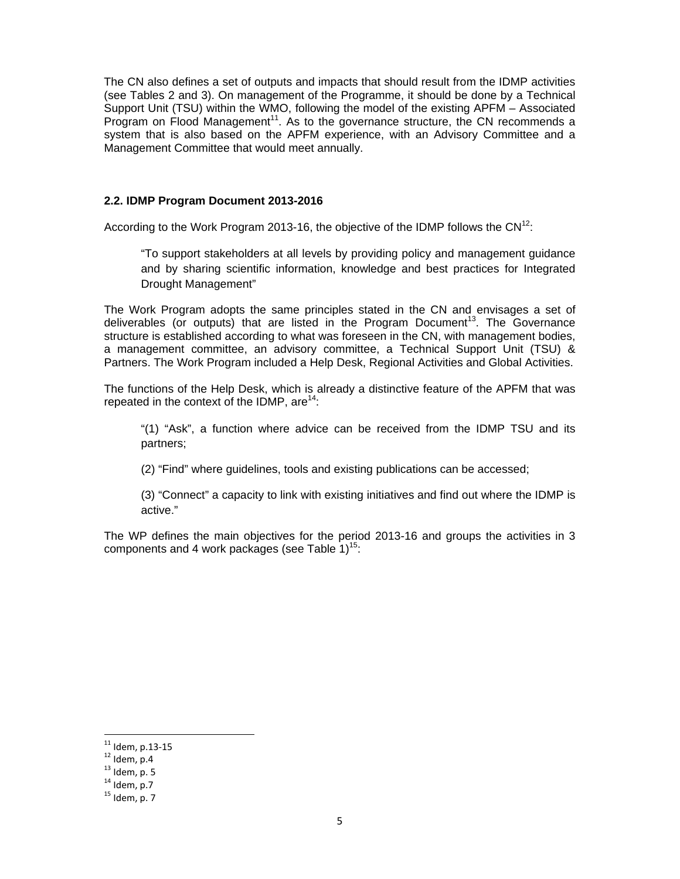The CN also defines a set of outputs and impacts that should result from the IDMP activities (see Tables 2 and 3). On management of the Programme, it should be done by a Technical Support Unit (TSU) within the WMO, following the model of the existing APFM – Associated Program on Flood Management[11]. As to the governance structure, the CN recommends a system that is also based on the APFM experience, with an Advisory Committee and a Management Committee that would meet annually.

### 2.2. IDMP Program Document 2013-2016

According to the Work Program 2013-16, the objective of the IDMP follows the CN[12]:

> "To support stakeholders at all levels by providing policy and management guidance and by sharing scientific information, knowledge and best practices for Integrated Drought Management"

The Work Program adopts the same principles stated in the CN and envisages a set of deliverables (or outputs) that are listed in the Program Document[13]. The Governance structure is established according to what was foreseen in the CN, with management bodies, a management committee, an advisory committee, a Technical Support Unit (TSU) & Partners. The Work Program included a Help Desk, Regional Activities and Global Activities.

The functions of the Help Desk, which is already a distinctive feature of the APFM that was repeated in the context of the IDMP, are[14]:

> "(1) "Ask", a function where advice can be received from the IDMP TSU and its partners;
>
> (2) "Find" where guidelines, tools and existing publications can be accessed;
>
> (3) "Connect" a capacity to link with existing initiatives and find out where the IDMP is active."

The WP defines the main objectives for the period 2013-16 and groups the activities in 3 components and 4 work packages (see Table 1)[15]:

---

[11] Idem, p.13-15
[12] Idem, p.4
[13] Idem, p. 5
[14] Idem, p.7
[15] Idem, p. 7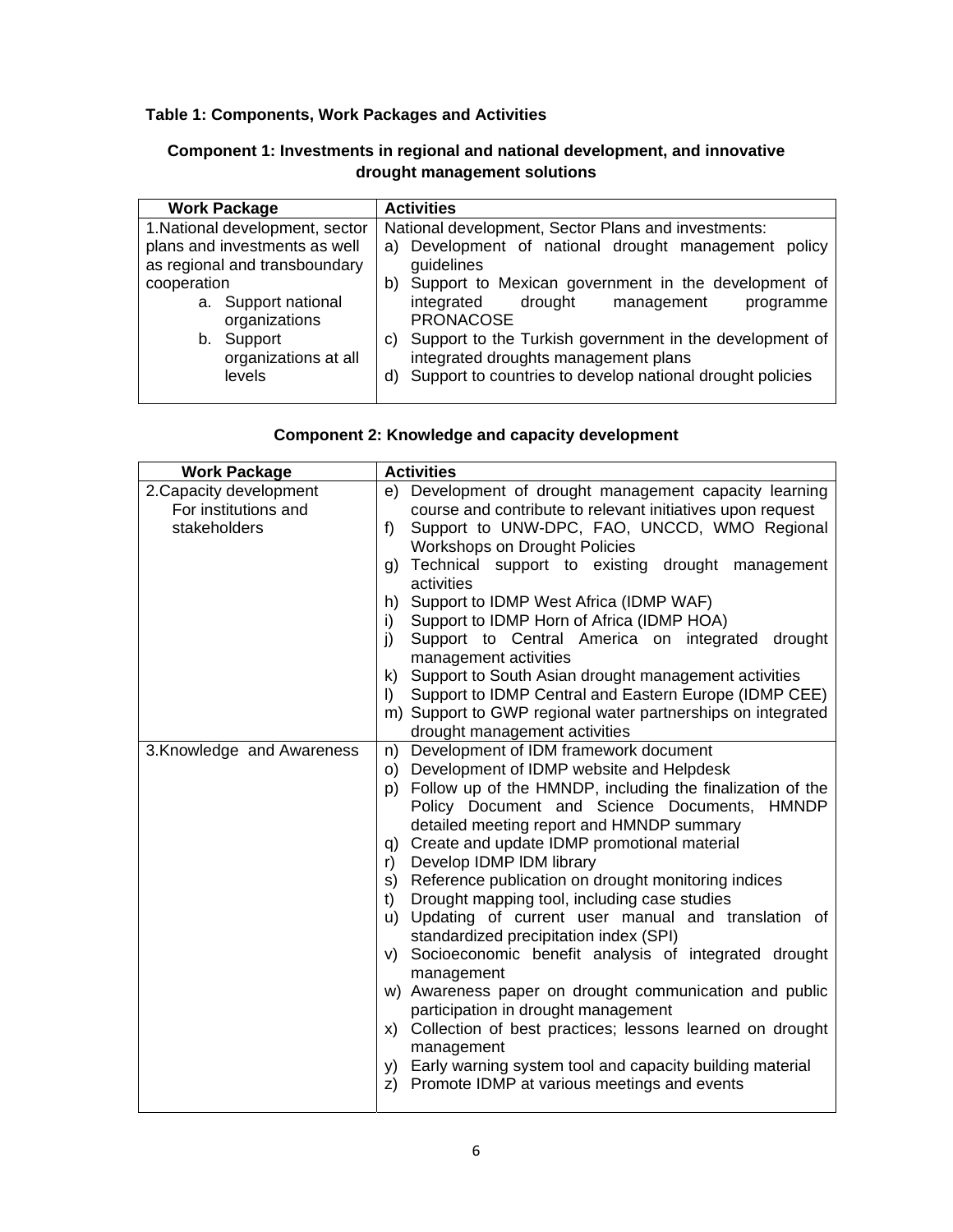**Table 1: Components, Work Packages and Activities**

**Component 1: Investments in regional and national development, and innovative drought management solutions**

| Work Package | Activities |
|---|---|
| 1.National development, sector plans and investments as well as regional and transboundary cooperation<br>a. Support national organizations<br>b. Support organizations at all levels | National development, Sector Plans and investments:<br>a) Development of national drought management policy guidelines<br>b) Support to Mexican government in the development of integrated drought management programme PRONACOSE<br>c) Support to the Turkish government in the development of integrated droughts management plans<br>d) Support to countries to develop national drought policies |

**Component 2: Knowledge and capacity development**

| Work Package | Activities |
|---|---|
| 2.Capacity development For institutions and stakeholders | e) Development of drought management capacity learning course and contribute to relevant initiatives upon request<br>f) Support to UNW-DPC, FAO, UNCCD, WMO Regional Workshops on Drought Policies<br>g) Technical support to existing drought management activities<br>h) Support to IDMP West Africa (IDMP WAF)<br>i) Support to IDMP Horn of Africa (IDMP HOA)<br>j) Support to Central America on integrated drought management activities<br>k) Support to South Asian drought management activities<br>l) Support to IDMP Central and Eastern Europe (IDMP CEE)<br>m) Support to GWP regional water partnerships on integrated drought management activities |
| 3.Knowledge and Awareness | n) Development of IDM framework document<br>o) Development of IDMP website and Helpdesk<br>p) Follow up of the HMNDP, including the finalization of the Policy Document and Science Documents, HMNDP detailed meeting report and HMNDP summary<br>q) Create and update IDMP promotional material<br>r) Develop IDMP IDM library<br>s) Reference publication on drought monitoring indices<br>t) Drought mapping tool, including case studies<br>u) Updating of current user manual and translation of standardized precipitation index (SPI)<br>v) Socioeconomic benefit analysis of integrated drought management<br>w) Awareness paper on drought communication and public participation in drought management<br>x) Collection of best practices; lessons learned on drought management<br>y) Early warning system tool and capacity building material<br>z) Promote IDMP at various meetings and events |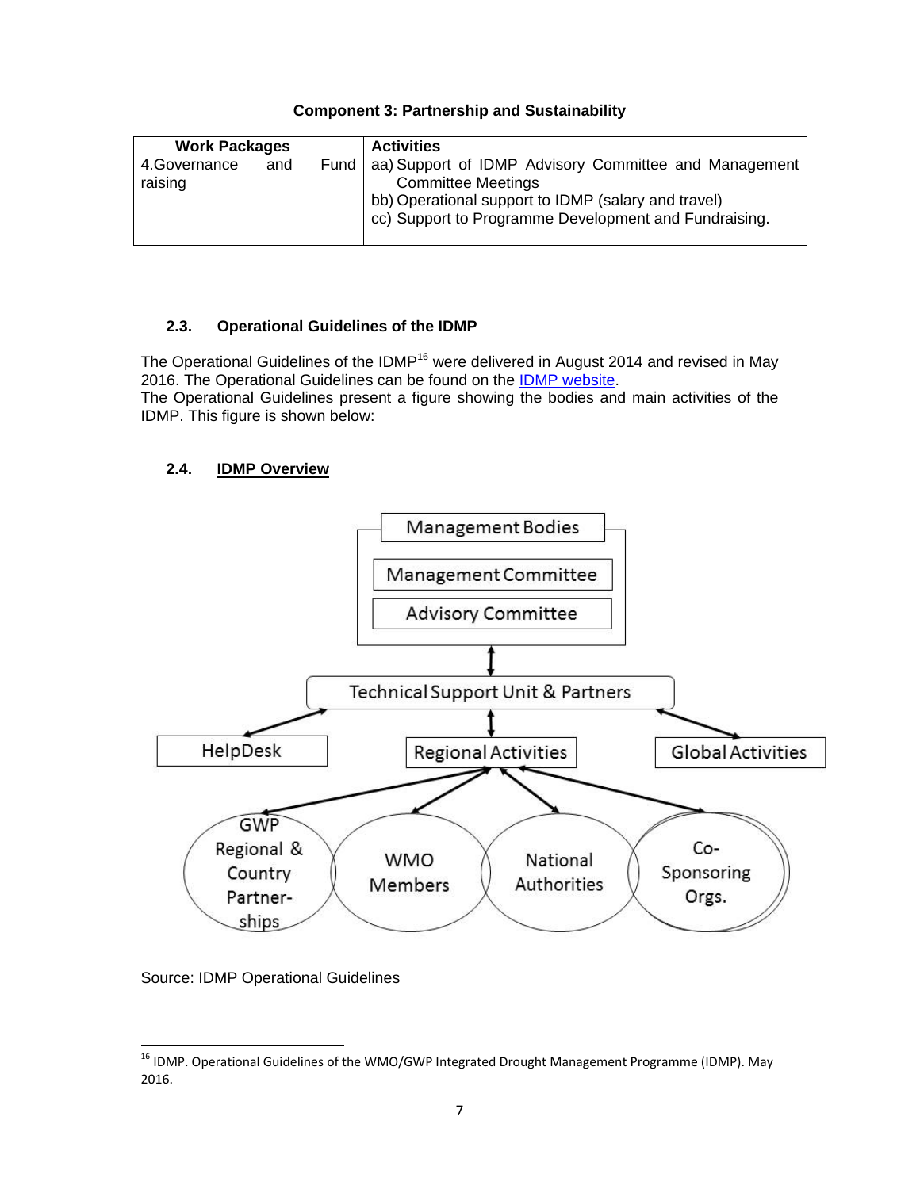**Component 3: Partnership and Sustainability**

| Work Packages | Activities |
| --- | --- |
| 4.Governance and Fund raising | aa) Support of IDMP Advisory Committee and Management Committee Meetings<br>bb) Operational support to IDMP (salary and travel)<br>cc) Support to Programme Development and Fundraising. |

### 2.3. Operational Guidelines of the IDMP

The Operational Guidelines of the IDMP[16] were delivered in August 2014 and revised in May 2016. The Operational Guidelines can be found on the IDMP website.
The Operational Guidelines present a figure showing the bodies and main activities of the IDMP. This figure is shown below:

### 2.4. IDMP Overview

Source: IDMP Operational Guidelines

[16] IDMP. Operational Guidelines of the WMO/GWP Integrated Drought Management Programme (IDMP). May 2016.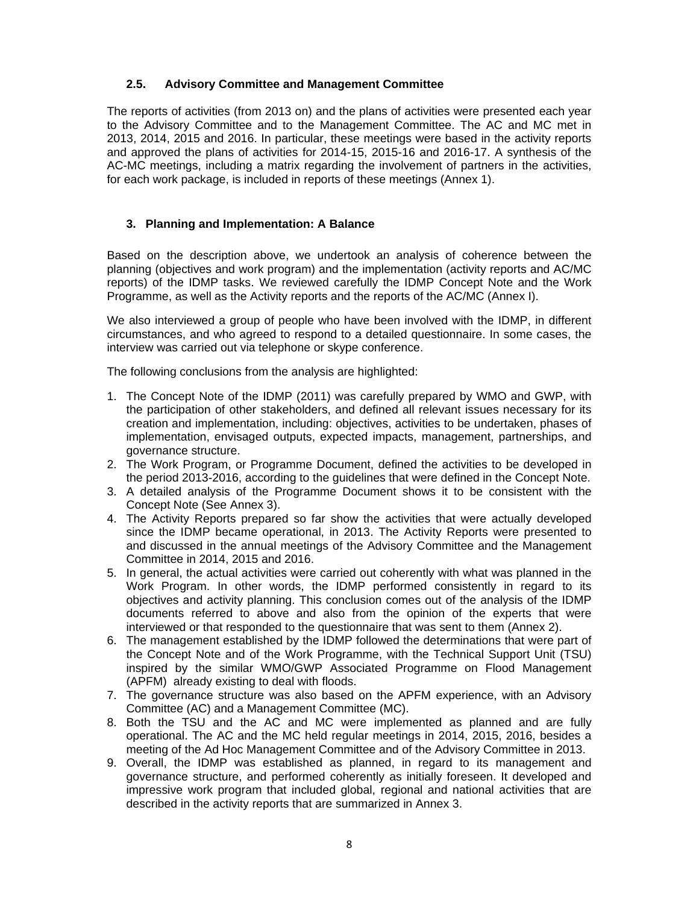### 2.5. Advisory Committee and Management Committee

The reports of activities (from 2013 on) and the plans of activities were presented each year to the Advisory Committee and to the Management Committee. The AC and MC met in 2013, 2014, 2015 and 2016. In particular, these meetings were based in the activity reports and approved the plans of activities for 2014-15, 2015-16 and 2016-17. A synthesis of the AC-MC meetings, including a matrix regarding the involvement of partners in the activities, for each work package, is included in reports of these meetings (Annex 1).

## 3. Planning and Implementation: A Balance

Based on the description above, we undertook an analysis of coherence between the planning (objectives and work program) and the implementation (activity reports and AC/MC reports) of the IDMP tasks. We reviewed carefully the IDMP Concept Note and the Work Programme, as well as the Activity reports and the reports of the AC/MC (Annex I).

We also interviewed a group of people who have been involved with the IDMP, in different circumstances, and who agreed to respond to a detailed questionnaire. In some cases, the interview was carried out via telephone or skype conference.

The following conclusions from the analysis are highlighted:

1. The Concept Note of the IDMP (2011) was carefully prepared by WMO and GWP, with the participation of other stakeholders, and defined all relevant issues necessary for its creation and implementation, including: objectives, activities to be undertaken, phases of implementation, envisaged outputs, expected impacts, management, partnerships, and governance structure.
2. The Work Program, or Programme Document, defined the activities to be developed in the period 2013-2016, according to the guidelines that were defined in the Concept Note.
3. A detailed analysis of the Programme Document shows it to be consistent with the Concept Note (See Annex 3).
4. The Activity Reports prepared so far show the activities that were actually developed since the IDMP became operational, in 2013. The Activity Reports were presented to and discussed in the annual meetings of the Advisory Committee and the Management Committee in 2014, 2015 and 2016.
5. In general, the actual activities were carried out coherently with what was planned in the Work Program. In other words, the IDMP performed consistently in regard to its objectives and activity planning. This conclusion comes out of the analysis of the IDMP documents referred to above and also from the opinion of the experts that were interviewed or that responded to the questionnaire that was sent to them (Annex 2).
6. The management established by the IDMP followed the determinations that were part of the Concept Note and of the Work Programme, with the Technical Support Unit (TSU) inspired by the similar WMO/GWP Associated Programme on Flood Management (APFM) already existing to deal with floods.
7. The governance structure was also based on the APFM experience, with an Advisory Committee (AC) and a Management Committee (MC).
8. Both the TSU and the AC and MC were implemented as planned and are fully operational. The AC and the MC held regular meetings in 2014, 2015, 2016, besides a meeting of the Ad Hoc Management Committee and of the Advisory Committee in 2013.
9. Overall, the IDMP was established as planned, in regard to its management and governance structure, and performed coherently as initially foreseen. It developed and impressive work program that included global, regional and national activities that are described in the activity reports that are summarized in Annex 3.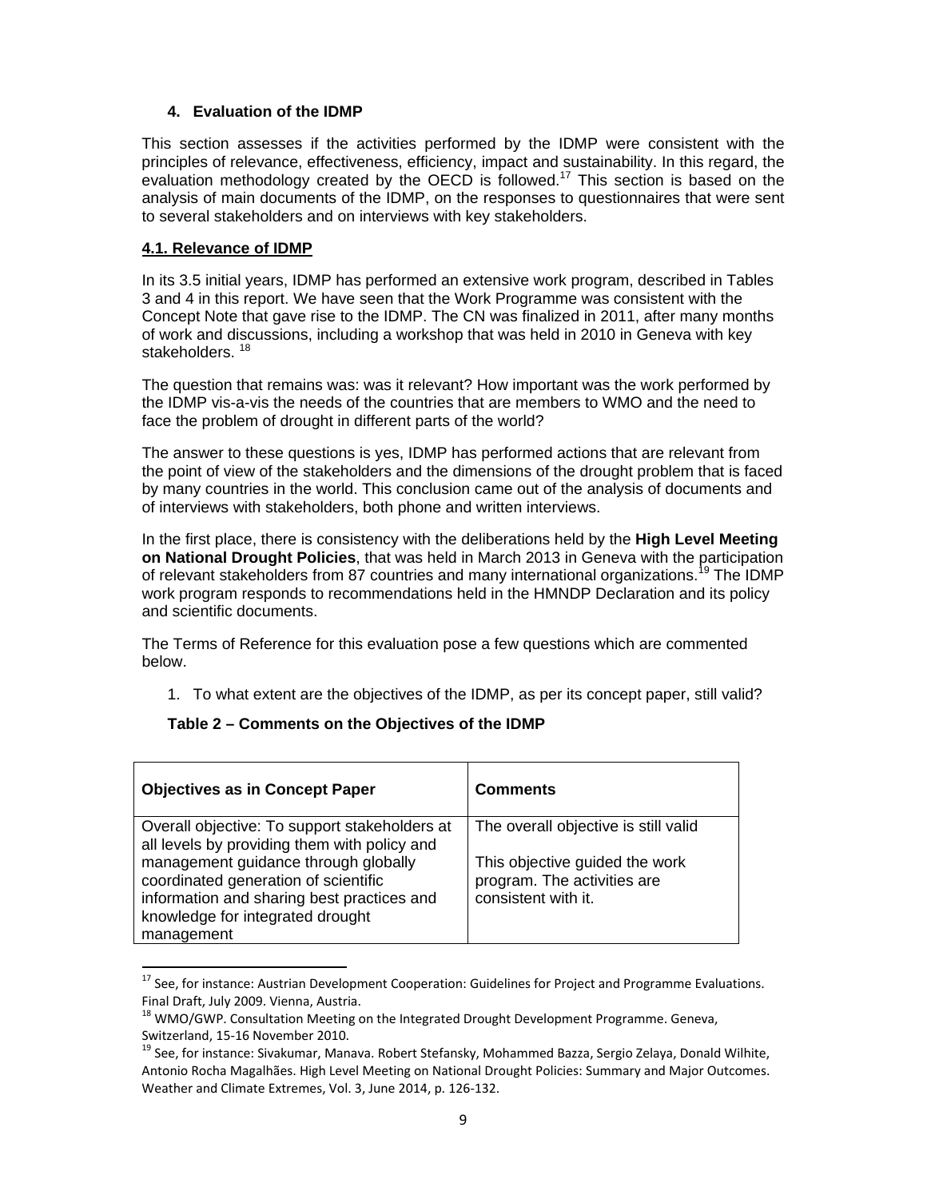## 4. Evaluation of the IDMP

This section assesses if the activities performed by the IDMP were consistent with the principles of relevance, effectiveness, efficiency, impact and sustainability. In this regard, the evaluation methodology created by the OECD is followed.[17] This section is based on the analysis of main documents of the IDMP, on the responses to questionnaires that were sent to several stakeholders and on interviews with key stakeholders.

### 4.1. Relevance of IDMP

In its 3.5 initial years, IDMP has performed an extensive work program, described in Tables 3 and 4 in this report. We have seen that the Work Programme was consistent with the Concept Note that gave rise to the IDMP. The CN was finalized in 2011, after many months of work and discussions, including a workshop that was held in 2010 in Geneva with key stakeholders. [18]

The question that remains was: was it relevant? How important was the work performed by the IDMP vis-a-vis the needs of the countries that are members to WMO and the need to face the problem of drought in different parts of the world?

The answer to these questions is yes, IDMP has performed actions that are relevant from the point of view of the stakeholders and the dimensions of the drought problem that is faced by many countries in the world. This conclusion came out of the analysis of documents and of interviews with stakeholders, both phone and written interviews.

In the first place, there is consistency with the deliberations held by the **High Level Meeting on National Drought Policies**, that was held in March 2013 in Geneva with the participation of relevant stakeholders from 87 countries and many international organizations.[19] The IDMP work program responds to recommendations held in the HMNDP Declaration and its policy and scientific documents.

The Terms of Reference for this evaluation pose a few questions which are commented below.

1. To what extent are the objectives of the IDMP, as per its concept paper, still valid?

**Table 2 – Comments on the Objectives of the IDMP**

| Objectives as in Concept Paper | Comments |
|---|---|
| Overall objective: To support stakeholders at all levels by providing them with policy and management guidance through globally coordinated generation of scientific information and sharing best practices and knowledge for integrated drought management | The overall objective is still valid<br><br>This objective guided the work program. The activities are consistent with it. |

---

[17] See, for instance: Austrian Development Cooperation: Guidelines for Project and Programme Evaluations. Final Draft, July 2009. Vienna, Austria.

[18] WMO/GWP. Consultation Meeting on the Integrated Drought Development Programme. Geneva, Switzerland, 15-16 November 2010.

[19] See, for instance: Sivakumar, Manava. Robert Stefansky, Mohammed Bazza, Sergio Zelaya, Donald Wilhite, Antonio Rocha Magalhães. High Level Meeting on National Drought Policies: Summary and Major Outcomes. Weather and Climate Extremes, Vol. 3, June 2014, p. 126-132.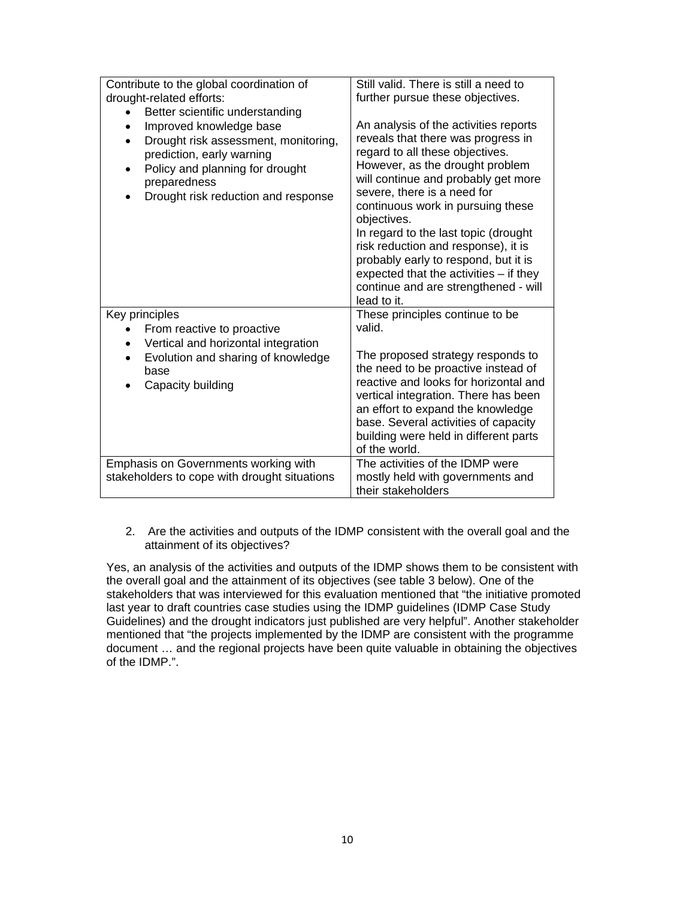| | |
|---|---|
| Contribute to the global coordination of drought-related efforts:<br>• Better scientific understanding<br>• Improved knowledge base<br>• Drought risk assessment, monitoring, prediction, early warning<br>• Policy and planning for drought preparedness<br>• Drought risk reduction and response | Still valid. There is still a need to further pursue these objectives.<br><br>An analysis of the activities reports reveals that there was progress in regard to all these objectives. However, as the drought problem will continue and probably get more severe, there is a need for continuous work in pursuing these objectives.<br>In regard to the last topic (drought risk reduction and response), it is probably early to respond, but it is expected that the activities – if they continue and are strengthened - will lead to it. |
| Key principles<br>• From reactive to proactive<br>• Vertical and horizontal integration<br>• Evolution and sharing of knowledge base<br>• Capacity building | These principles continue to be valid.<br><br>The proposed strategy responds to the need to be proactive instead of reactive and looks for horizontal and vertical integration. There has been an effort to expand the knowledge base. Several activities of capacity building were held in different parts of the world. |
| Emphasis on Governments working with stakeholders to cope with drought situations | The activities of the IDMP were mostly held with governments and their stakeholders |

2. Are the activities and outputs of the IDMP consistent with the overall goal and the attainment of its objectives?

Yes, an analysis of the activities and outputs of the IDMP shows them to be consistent with the overall goal and the attainment of its objectives (see table 3 below). One of the stakeholders that was interviewed for this evaluation mentioned that "the initiative promoted last year to draft countries case studies using the IDMP guidelines (IDMP Case Study Guidelines) and the drought indicators just published are very helpful". Another stakeholder mentioned that "the projects implemented by the IDMP are consistent with the programme document … and the regional projects have been quite valuable in obtaining the objectives of the IDMP.".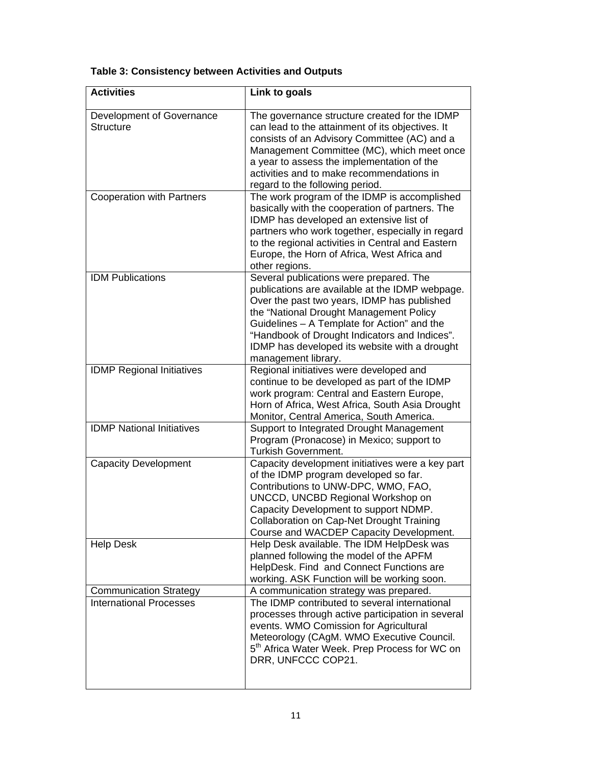**Table 3: Consistency between Activities and Outputs**

| Activities | Link to goals |
|---|---|
| Development of Governance Structure | The governance structure created for the IDMP can lead to the attainment of its objectives. It consists of an Advisory Committee (AC) and a Management Committee (MC), which meet once a year to assess the implementation of the activities and to make recommendations in regard to the following period. |
| Cooperation with Partners | The work program of the IDMP is accomplished basically with the cooperation of partners. The IDMP has developed an extensive list of partners who work together, especially in regard to the regional activities in Central and Eastern Europe, the Horn of Africa, West Africa and other regions. |
| IDM Publications | Several publications were prepared. The publications are available at the IDMP webpage. Over the past two years, IDMP has published the "National Drought Management Policy Guidelines – A Template for Action" and the "Handbook of Drought Indicators and Indices". IDMP has developed its website with a drought management library. |
| IDMP Regional Initiatives | Regional initiatives were developed and continue to be developed as part of the IDMP work program: Central and Eastern Europe, Horn of Africa, West Africa, South Asia Drought Monitor, Central America, South America. |
| IDMP National Initiatives | Support to Integrated Drought Management Program (Pronacose) in Mexico; support to Turkish Government. |
| Capacity Development | Capacity development initiatives were a key part of the IDMP program developed so far. Contributions to UNW-DPC, WMO, FAO, UNCCD, UNCBD Regional Workshop on Capacity Development to support NDMP. Collaboration on Cap-Net Drought Training Course and WACDEP Capacity Development. |
| Help Desk | Help Desk available. The IDM HelpDesk was planned following the model of the APFM HelpDesk. Find and Connect Functions are working. ASK Function will be working soon. |
| Communication Strategy | A communication strategy was prepared. |
| International Processes | The IDMP contributed to several international processes through active participation in several events. WMO Comission for Agricultural Meteorology (CAgM. WMO Executive Council. 5th Africa Water Week. Prep Process for WC on DRR, UNFCCC COP21. |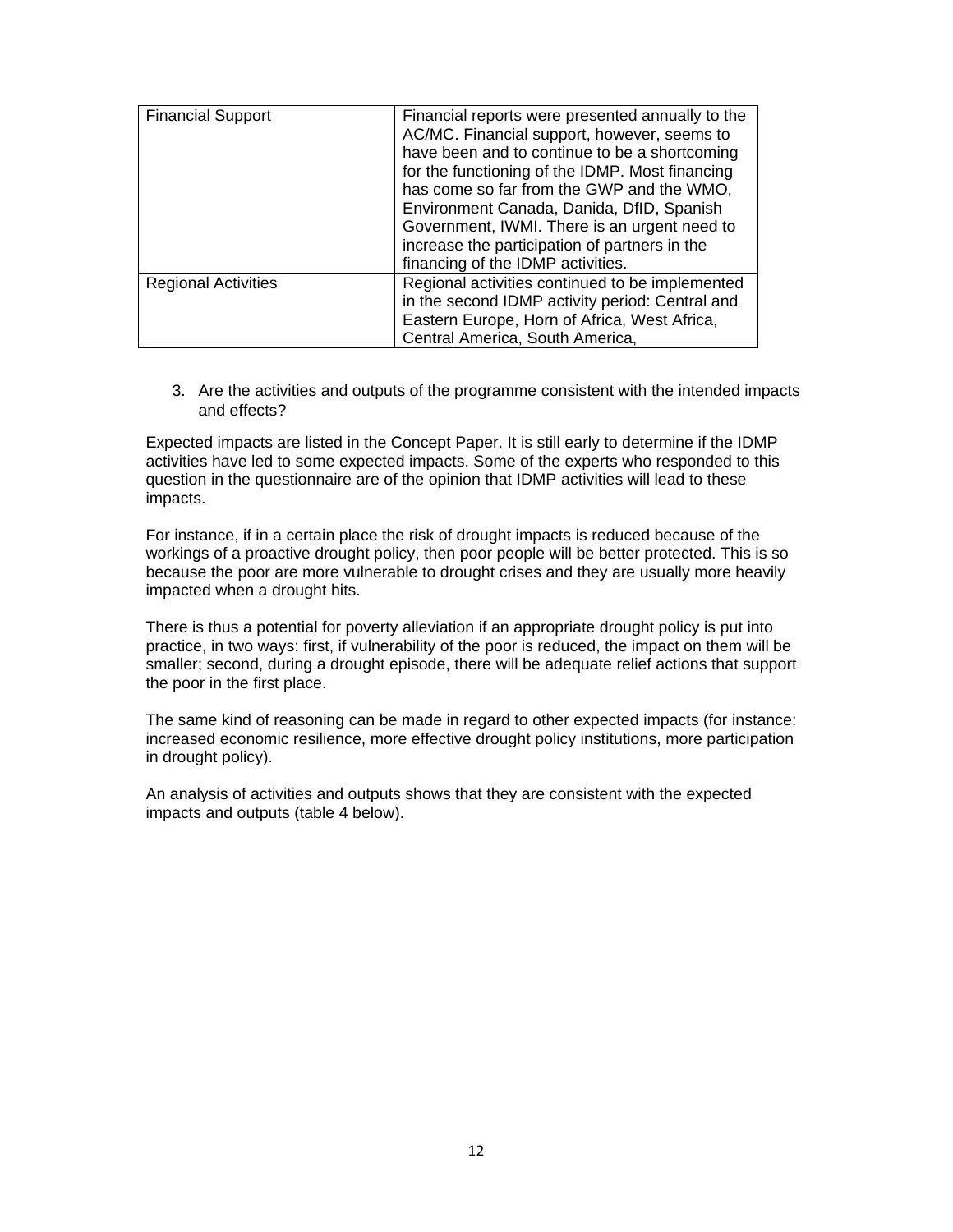| Financial Support | Financial reports were presented annually to the AC/MC. Financial support, however, seems to have been and to continue to be a shortcoming for the functioning of the IDMP. Most financing has come so far from the GWP and the WMO, Environment Canada, Danida, DfID, Spanish Government, IWMI. There is an urgent need to increase the participation of partners in the financing of the IDMP activities. |
|---|---|
| Regional Activities | Regional activities continued to be implemented in the second IDMP activity period: Central and Eastern Europe, Horn of Africa, West Africa, Central America, South America, |

3. Are the activities and outputs of the programme consistent with the intended impacts and effects?

Expected impacts are listed in the Concept Paper. It is still early to determine if the IDMP activities have led to some expected impacts. Some of the experts who responded to this question in the questionnaire are of the opinion that IDMP activities will lead to these impacts.

For instance, if in a certain place the risk of drought impacts is reduced because of the workings of a proactive drought policy, then poor people will be better protected. This is so because the poor are more vulnerable to drought crises and they are usually more heavily impacted when a drought hits.

There is thus a potential for poverty alleviation if an appropriate drought policy is put into practice, in two ways: first, if vulnerability of the poor is reduced, the impact on them will be smaller; second, during a drought episode, there will be adequate relief actions that support the poor in the first place.

The same kind of reasoning can be made in regard to other expected impacts (for instance: increased economic resilience, more effective drought policy institutions, more participation in drought policy).

An analysis of activities and outputs shows that they are consistent with the expected impacts and outputs (table 4 below).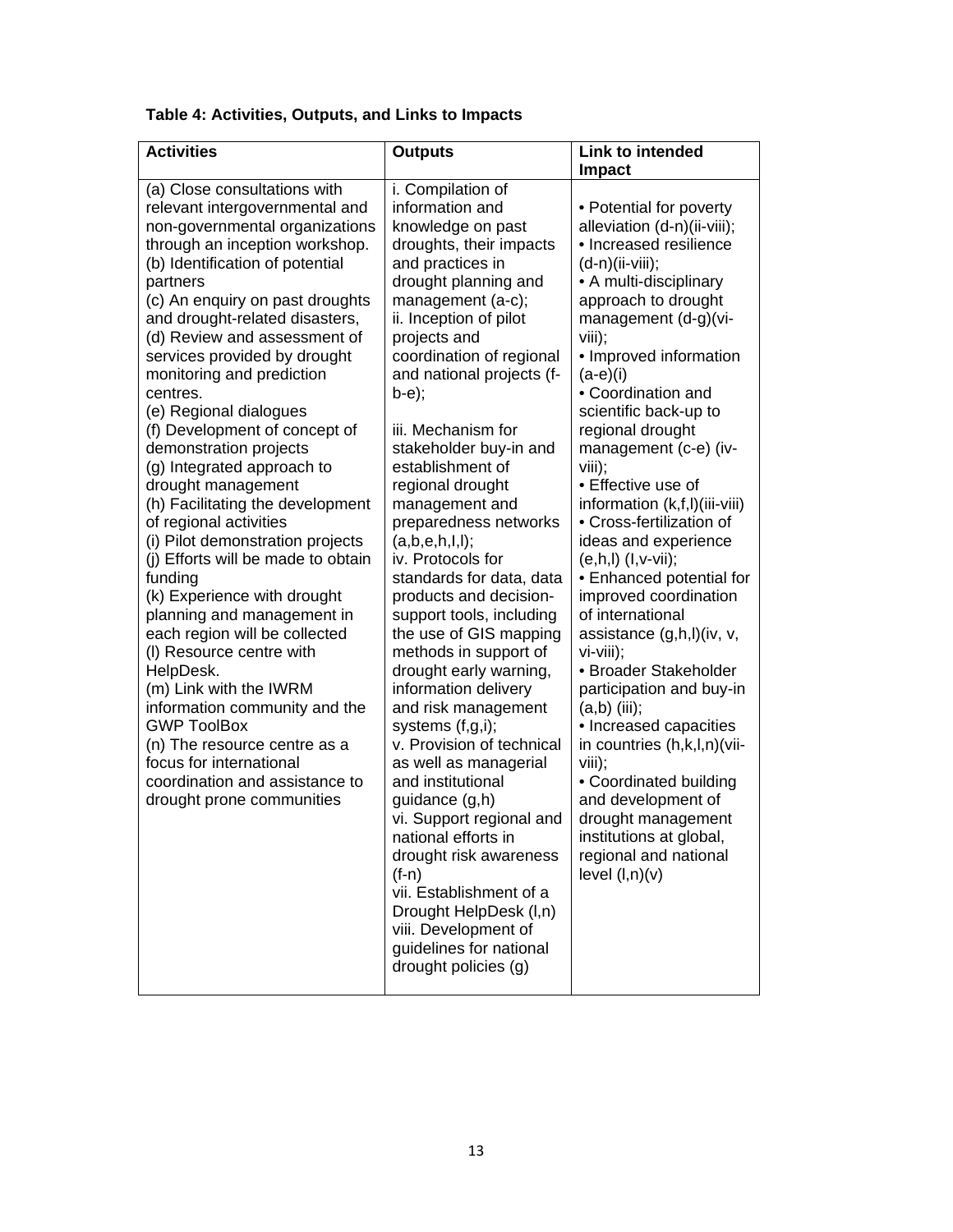**Table 4: Activities, Outputs, and Links to Impacts**

| Activities | Outputs | Link to intended Impact |
|---|---|---|
| (a) Close consultations with relevant intergovernmental and non-governmental organizations through an inception workshop.<br>(b) Identification of potential partners<br>(c) An enquiry on past droughts and drought-related disasters,<br>(d) Review and assessment of services provided by drought monitoring and prediction centres.<br>(e) Regional dialogues<br>(f) Development of concept of demonstration projects<br>(g) Integrated approach to drought management<br>(h) Facilitating the development of regional activities<br>(i) Pilot demonstration projects<br>(j) Efforts will be made to obtain funding<br>(k) Experience with drought planning and management in each region will be collected<br>(l) Resource centre with HelpDesk.<br>(m) Link with the IWRM information community and the GWP ToolBox<br>(n) The resource centre as a focus for international coordination and assistance to drought prone communities | i. Compilation of information and knowledge on past droughts, their impacts and practices in drought planning and management (a-c);<br>ii. Inception of pilot projects and coordination of regional and national projects (f-b-e);<br><br>iii. Mechanism for stakeholder buy-in and establishment of regional drought management and preparedness networks (a,b,e,h,I,l);<br>iv. Protocols for standards for data, data products and decision-support tools, including the use of GIS mapping methods in support of drought early warning, information delivery and risk management systems (f,g,i);<br>v. Provision of technical as well as managerial and institutional guidance (g,h)<br>vi. Support regional and national efforts in drought risk awareness (f-n)<br>vii. Establishment of a Drought HelpDesk (l,n)<br>viii. Development of guidelines for national drought policies (g) | • Potential for poverty alleviation (d-n)(ii-viii);<br>• Increased resilience (d-n)(ii-viii);<br>• A multi-disciplinary approach to drought management (d-g)(vi-viii);<br>• Improved information (a-e)(i)<br>• Coordination and scientific back-up to regional drought management (c-e) (iv-viii);<br>• Effective use of information (k,f,l)(iii-viii)<br>• Cross-fertilization of ideas and experience (e,h,l) (I,v-vii);<br>• Enhanced potential for improved coordination of international assistance (g,h,l)(iv, v, vi-viii);<br>• Broader Stakeholder participation and buy-in (a,b) (iii);<br>• Increased capacities in countries (h,k,l,n)(vii-viii);<br>• Coordinated building and development of drought management institutions at global, regional and national level (l,n)(v) |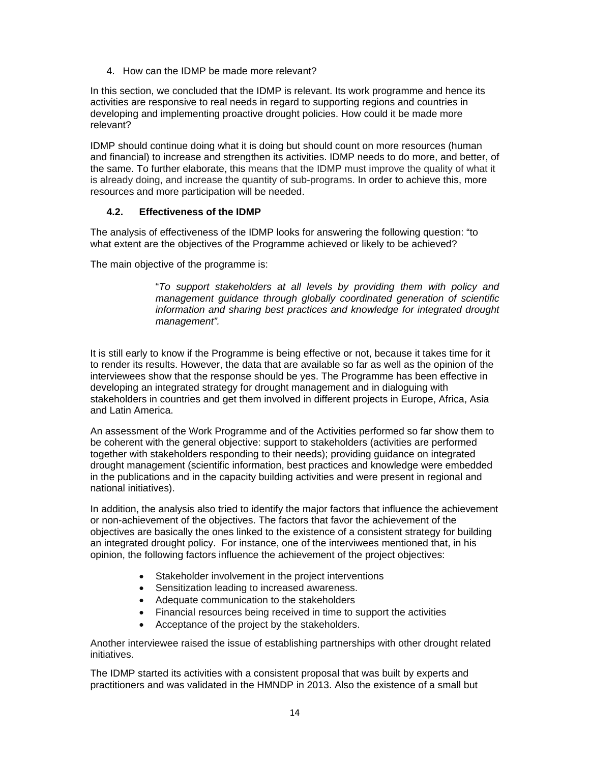4. How can the IDMP be made more relevant?

In this section, we concluded that the IDMP is relevant. Its work programme and hence its activities are responsive to real needs in regard to supporting regions and countries in developing and implementing proactive drought policies. How could it be made more relevant?

IDMP should continue doing what it is doing but should count on more resources (human and financial) to increase and strengthen its activities. IDMP needs to do more, and better, of the same. To further elaborate, this means that the IDMP must improve the quality of what it is already doing, and increase the quantity of sub-programs. In order to achieve this, more resources and more participation will be needed.

### 4.2. Effectiveness of the IDMP

The analysis of effectiveness of the IDMP looks for answering the following question: "to what extent are the objectives of the Programme achieved or likely to be achieved?

The main objective of the programme is:

> "*To support stakeholders at all levels by providing them with policy and management guidance through globally coordinated generation of scientific information and sharing best practices and knowledge for integrated drought management".*

It is still early to know if the Programme is being effective or not, because it takes time for it to render its results. However, the data that are available so far as well as the opinion of the interviewees show that the response should be yes. The Programme has been effective in developing an integrated strategy for drought management and in dialoguing with stakeholders in countries and get them involved in different projects in Europe, Africa, Asia and Latin America.

An assessment of the Work Programme and of the Activities performed so far show them to be coherent with the general objective: support to stakeholders (activities are performed together with stakeholders responding to their needs); providing guidance on integrated drought management (scientific information, best practices and knowledge were embedded in the publications and in the capacity building activities and were present in regional and national initiatives).

In addition, the analysis also tried to identify the major factors that influence the achievement or non-achievement of the objectives. The factors that favor the achievement of the objectives are basically the ones linked to the existence of a consistent strategy for building an integrated drought policy. For instance, one of the interviwees mentioned that, in his opinion, the following factors influence the achievement of the project objectives:

- Stakeholder involvement in the project interventions
- Sensitization leading to increased awareness.
- Adequate communication to the stakeholders
- Financial resources being received in time to support the activities
- Acceptance of the project by the stakeholders.

Another interviewee raised the issue of establishing partnerships with other drought related initiatives.

The IDMP started its activities with a consistent proposal that was built by experts and practitioners and was validated in the HMNDP in 2013. Also the existence of a small but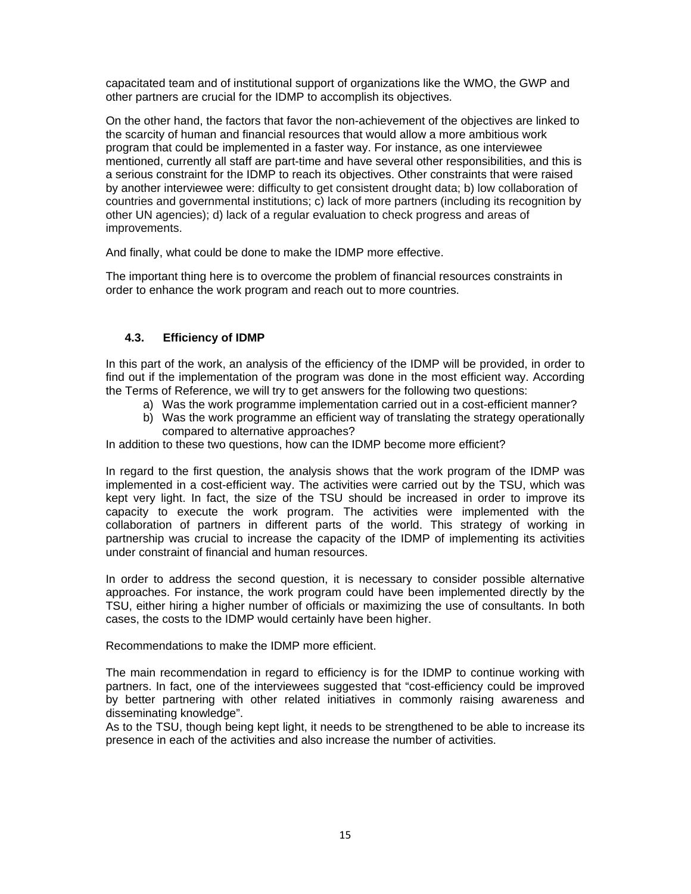capacitated team and of institutional support of organizations like the WMO, the GWP and other partners are crucial for the IDMP to accomplish its objectives.

On the other hand, the factors that favor the non-achievement of the objectives are linked to the scarcity of human and financial resources that would allow a more ambitious work program that could be implemented in a faster way. For instance, as one interviewee mentioned, currently all staff are part-time and have several other responsibilities, and this is a serious constraint for the IDMP to reach its objectives. Other constraints that were raised by another interviewee were: difficulty to get consistent drought data; b) low collaboration of countries and governmental institutions; c) lack of more partners (including its recognition by other UN agencies); d) lack of a regular evaluation to check progress and areas of improvements.

And finally, what could be done to make the IDMP more effective.

The important thing here is to overcome the problem of financial resources constraints in order to enhance the work program and reach out to more countries.

### 4.3. Efficiency of IDMP

In this part of the work, an analysis of the efficiency of the IDMP will be provided, in order to find out if the implementation of the program was done in the most efficient way. According the Terms of Reference, we will try to get answers for the following two questions:

a) Was the work programme implementation carried out in a cost-efficient manner?
b) Was the work programme an efficient way of translating the strategy operationally compared to alternative approaches?

In addition to these two questions, how can the IDMP become more efficient?

In regard to the first question, the analysis shows that the work program of the IDMP was implemented in a cost-efficient way. The activities were carried out by the TSU, which was kept very light. In fact, the size of the TSU should be increased in order to improve its capacity to execute the work program. The activities were implemented with the collaboration of partners in different parts of the world. This strategy of working in partnership was crucial to increase the capacity of the IDMP of implementing its activities under constraint of financial and human resources.

In order to address the second question, it is necessary to consider possible alternative approaches. For instance, the work program could have been implemented directly by the TSU, either hiring a higher number of officials or maximizing the use of consultants. In both cases, the costs to the IDMP would certainly have been higher.

Recommendations to make the IDMP more efficient.

The main recommendation in regard to efficiency is for the IDMP to continue working with partners. In fact, one of the interviewees suggested that "cost-efficiency could be improved by better partnering with other related initiatives in commonly raising awareness and disseminating knowledge".

As to the TSU, though being kept light, it needs to be strengthened to be able to increase its presence in each of the activities and also increase the number of activities.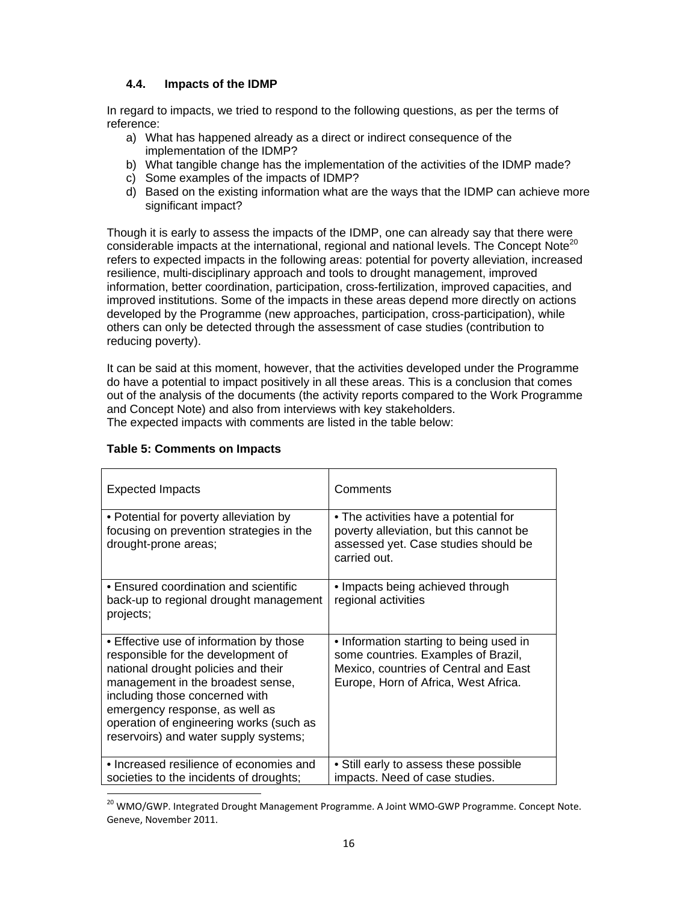### 4.4. Impacts of the IDMP

In regard to impacts, we tried to respond to the following questions, as per the terms of reference:

a) What has happened already as a direct or indirect consequence of the implementation of the IDMP?
b) What tangible change has the implementation of the activities of the IDMP made?
c) Some examples of the impacts of IDMP?
d) Based on the existing information what are the ways that the IDMP can achieve more significant impact?

Though it is early to assess the impacts of the IDMP, one can already say that there were considerable impacts at the international, regional and national levels. The Concept Note[20] refers to expected impacts in the following areas: potential for poverty alleviation, increased resilience, multi-disciplinary approach and tools to drought management, improved information, better coordination, participation, cross-fertilization, improved capacities, and improved institutions. Some of the impacts in these areas depend more directly on actions developed by the Programme (new approaches, participation, cross-participation), while others can only be detected through the assessment of case studies (contribution to reducing poverty).

It can be said at this moment, however, that the activities developed under the Programme do have a potential to impact positively in all these areas. This is a conclusion that comes out of the analysis of the documents (the activity reports compared to the Work Programme and Concept Note) and also from interviews with key stakeholders.
The expected impacts with comments are listed in the table below:

**Table 5: Comments on Impacts**

| Expected Impacts | Comments |
|---|---|
| • Potential for poverty alleviation by focusing on prevention strategies in the drought-prone areas; | • The activities have a potential for poverty alleviation, but this cannot be assessed yet. Case studies should be carried out. |
| • Ensured coordination and scientific back-up to regional drought management projects; | • Impacts being achieved through regional activities |
| • Effective use of information by those responsible for the development of national drought policies and their management in the broadest sense, including those concerned with emergency response, as well as operation of engineering works (such as reservoirs) and water supply systems; | • Information starting to being used in some countries. Examples of Brazil, Mexico, countries of Central and East Europe, Horn of Africa, West Africa. |
| • Increased resilience of economies and societies to the incidents of droughts; | • Still early to assess these possible impacts. Need of case studies. |

[20] WMO/GWP. Integrated Drought Management Programme. A Joint WMO-GWP Programme. Concept Note. Geneve, November 2011.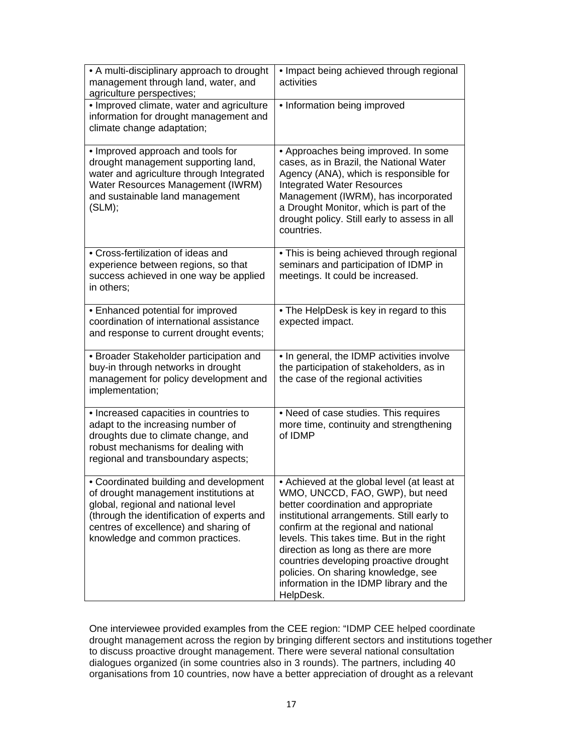| • A multi-disciplinary approach to drought management through land, water, and agriculture perspectives; | • Impact being achieved through regional activities |
|---|---|
| • Improved climate, water and agriculture information for drought management and climate change adaptation; | • Information being improved |
| • Improved approach and tools for drought management supporting land, water and agriculture through Integrated Water Resources Management (IWRM) and sustainable land management (SLM); | • Approaches being improved. In some cases, as in Brazil, the National Water Agency (ANA), which is responsible for Integrated Water Resources Management (IWRM), has incorporated a Drought Monitor, which is part of the drought policy. Still early to assess in all countries. |
| • Cross-fertilization of ideas and experience between regions, so that success achieved in one way be applied in others; | • This is being achieved through regional seminars and participation of IDMP in meetings. It could be increased. |
| • Enhanced potential for improved coordination of international assistance and response to current drought events; | • The HelpDesk is key in regard to this expected impact. |
| • Broader Stakeholder participation and buy-in through networks in drought management for policy development and implementation; | • In general, the IDMP activities involve the participation of stakeholders, as in the case of the regional activities |
| • Increased capacities in countries to adapt to the increasing number of droughts due to climate change, and robust mechanisms for dealing with regional and transboundary aspects; | • Need of case studies. This requires more time, continuity and strengthening of IDMP |
| • Coordinated building and development of drought management institutions at global, regional and national level (through the identification of experts and centres of excellence) and sharing of knowledge and common practices. | • Achieved at the global level (at least at WMO, UNCCD, FAO, GWP), but need better coordination and appropriate institutional arrangements. Still early to confirm at the regional and national levels. This takes time. But in the right direction as long as there are more countries developing proactive drought policies. On sharing knowledge, see information in the IDMP library and the HelpDesk. |

One interviewee provided examples from the CEE region: "IDMP CEE helped coordinate drought management across the region by bringing different sectors and institutions together to discuss proactive drought management. There were several national consultation dialogues organized (in some countries also in 3 rounds). The partners, including 40 organisations from 10 countries, now have a better appreciation of drought as a relevant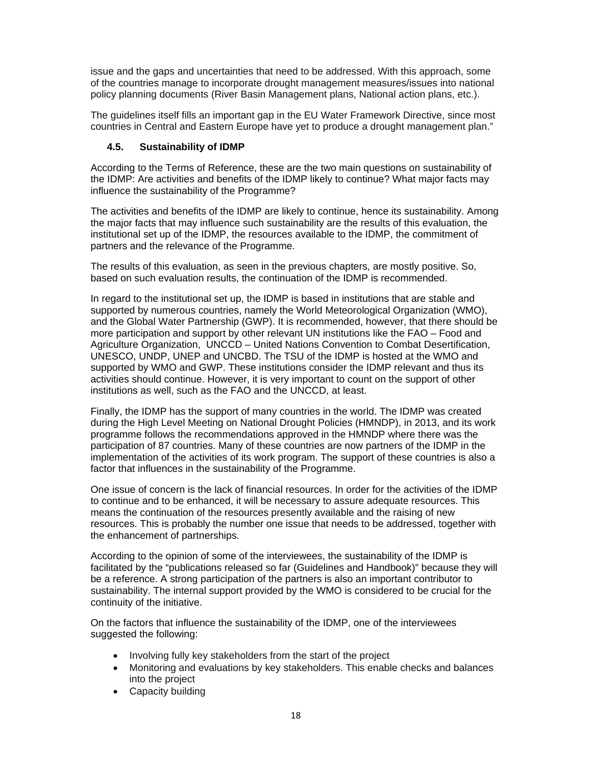issue and the gaps and uncertainties that need to be addressed. With this approach, some of the countries manage to incorporate drought management measures/issues into national policy planning documents (River Basin Management plans, National action plans, etc.).

The guidelines itself fills an important gap in the EU Water Framework Directive, since most countries in Central and Eastern Europe have yet to produce a drought management plan."

### 4.5. Sustainability of IDMP

According to the Terms of Reference, these are the two main questions on sustainability of the IDMP: Are activities and benefits of the IDMP likely to continue? What major facts may influence the sustainability of the Programme?

The activities and benefits of the IDMP are likely to continue, hence its sustainability. Among the major facts that may influence such sustainability are the results of this evaluation, the institutional set up of the IDMP, the resources available to the IDMP, the commitment of partners and the relevance of the Programme.

The results of this evaluation, as seen in the previous chapters, are mostly positive. So, based on such evaluation results, the continuation of the IDMP is recommended.

In regard to the institutional set up, the IDMP is based in institutions that are stable and supported by numerous countries, namely the World Meteorological Organization (WMO), and the Global Water Partnership (GWP). It is recommended, however, that there should be more participation and support by other relevant UN institutions like the FAO – Food and Agriculture Organization, UNCCD – United Nations Convention to Combat Desertification, UNESCO, UNDP, UNEP and UNCBD. The TSU of the IDMP is hosted at the WMO and supported by WMO and GWP. These institutions consider the IDMP relevant and thus its activities should continue. However, it is very important to count on the support of other institutions as well, such as the FAO and the UNCCD, at least.

Finally, the IDMP has the support of many countries in the world. The IDMP was created during the High Level Meeting on National Drought Policies (HMNDP), in 2013, and its work programme follows the recommendations approved in the HMNDP where there was the participation of 87 countries. Many of these countries are now partners of the IDMP in the implementation of the activities of its work program. The support of these countries is also a factor that influences in the sustainability of the Programme.

One issue of concern is the lack of financial resources. In order for the activities of the IDMP to continue and to be enhanced, it will be necessary to assure adequate resources. This means the continuation of the resources presently available and the raising of new resources. This is probably the number one issue that needs to be addressed, together with the enhancement of partnerships.

According to the opinion of some of the interviewees, the sustainability of the IDMP is facilitated by the "publications released so far (Guidelines and Handbook)" because they will be a reference. A strong participation of the partners is also an important contributor to sustainability. The internal support provided by the WMO is considered to be crucial for the continuity of the initiative.

On the factors that influence the sustainability of the IDMP, one of the interviewees suggested the following:

- Involving fully key stakeholders from the start of the project
- Monitoring and evaluations by key stakeholders. This enable checks and balances into the project
- Capacity building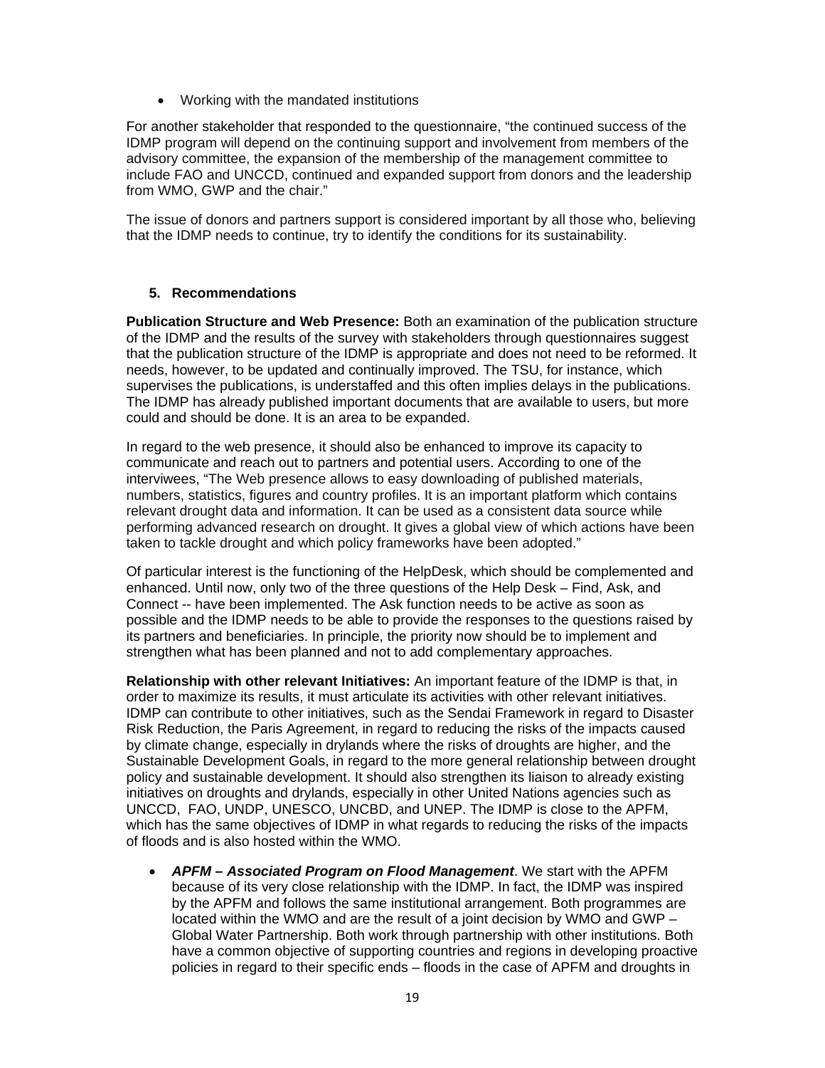- Working with the mandated institutions

For another stakeholder that responded to the questionnaire, "the continued success of the IDMP program will depend on the continuing support and involvement from members of the advisory committee, the expansion of the membership of the management committee to include FAO and UNCCD, continued and expanded support from donors and the leadership from WMO, GWP and the chair."

The issue of donors and partners support is considered important by all those who, believing that the IDMP needs to continue, try to identify the conditions for its sustainability.

## 5. Recommendations

**Publication Structure and Web Presence:** Both an examination of the publication structure of the IDMP and the results of the survey with stakeholders through questionnaires suggest that the publication structure of the IDMP is appropriate and does not need to be reformed. It needs, however, to be updated and continually improved. The TSU, for instance, which supervises the publications, is understaffed and this often implies delays in the publications. The IDMP has already published important documents that are available to users, but more could and should be done. It is an area to be expanded.

In regard to the web presence, it should also be enhanced to improve its capacity to communicate and reach out to partners and potential users. According to one of the interviwees, "The Web presence allows to easy downloading of published materials, numbers, statistics, figures and country profiles. It is an important platform which contains relevant drought data and information. It can be used as a consistent data source while performing advanced research on drought. It gives a global view of which actions have been taken to tackle drought and which policy frameworks have been adopted."

Of particular interest is the functioning of the HelpDesk, which should be complemented and enhanced. Until now, only two of the three questions of the Help Desk – Find, Ask, and Connect -- have been implemented. The Ask function needs to be active as soon as possible and the IDMP needs to be able to provide the responses to the questions raised by its partners and beneficiaries. In principle, the priority now should be to implement and strengthen what has been planned and not to add complementary approaches.

**Relationship with other relevant Initiatives:** An important feature of the IDMP is that, in order to maximize its results, it must articulate its activities with other relevant initiatives. IDMP can contribute to other initiatives, such as the Sendai Framework in regard to Disaster Risk Reduction, the Paris Agreement, in regard to reducing the risks of the impacts caused by climate change, especially in drylands where the risks of droughts are higher, and the Sustainable Development Goals, in regard to the more general relationship between drought policy and sustainable development. It should also strengthen its liaison to already existing initiatives on droughts and drylands, especially in other United Nations agencies such as UNCCD, FAO, UNDP, UNESCO, UNCBD, and UNEP. The IDMP is close to the APFM, which has the same objectives of IDMP in what regards to reducing the risks of the impacts of floods and is also hosted within the WMO.

- ***APFM – Associated Program on Flood Management***. We start with the APFM because of its very close relationship with the IDMP. In fact, the IDMP was inspired by the APFM and follows the same institutional arrangement. Both programmes are located within the WMO and are the result of a joint decision by WMO and GWP – Global Water Partnership. Both work through partnership with other institutions. Both have a common objective of supporting countries and regions in developing proactive policies in regard to their specific ends – floods in the case of APFM and droughts in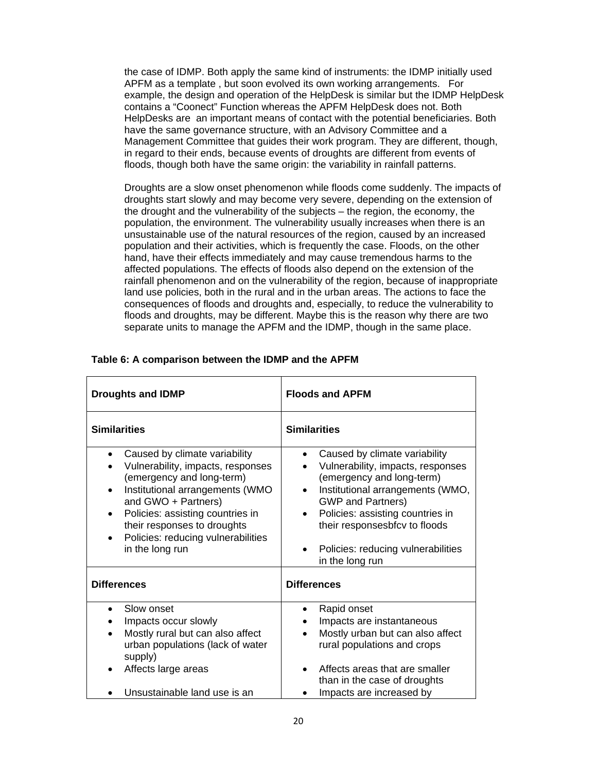the case of IDMP. Both apply the same kind of instruments: the IDMP initially used APFM as a template , but soon evolved its own working arrangements. For example, the design and operation of the HelpDesk is similar but the IDMP HelpDesk contains a "Coonect" Function whereas the APFM HelpDesk does not. Both HelpDesks are an important means of contact with the potential beneficiaries. Both have the same governance structure, with an Advisory Committee and a Management Committee that guides their work program. They are different, though, in regard to their ends, because events of droughts are different from events of floods, though both have the same origin: the variability in rainfall patterns.

Droughts are a slow onset phenomenon while floods come suddenly. The impacts of droughts start slowly and may become very severe, depending on the extension of the drought and the vulnerability of the subjects – the region, the economy, the population, the environment. The vulnerability usually increases when there is an unsustainable use of the natural resources of the region, caused by an increased population and their activities, which is frequently the case. Floods, on the other hand, have their effects immediately and may cause tremendous harms to the affected populations. The effects of floods also depend on the extension of the rainfall phenomenon and on the vulnerability of the region, because of inappropriate land use policies, both in the rural and in the urban areas. The actions to face the consequences of floods and droughts and, especially, to reduce the vulnerability to floods and droughts, may be different. Maybe this is the reason why there are two separate units to manage the APFM and the IDMP, though in the same place.

**Table 6: A comparison between the IDMP and the APFM**

| **Droughts and IDMP** | **Floods and APFM** |
|---|---|
| **Similarities** | **Similarities** |
| • Caused by climate variability<br>• Vulnerability, impacts, responses (emergency and long-term)<br>• Institutional arrangements (WMO and GWO + Partners)<br>• Policies: assisting countries in their responses to droughts<br>• Policies: reducing vulnerabilities in the long run | • Caused by climate variability<br>• Vulnerability, impacts, responses (emergency and long-term)<br>• Institutional arrangements (WMO, GWP and Partners)<br>• Policies: assisting countries in their responsesbfcv to floods<br>• Policies: reducing vulnerabilities in the long run |
| **Differences** | **Differences** |
| • Slow onset<br>• Impacts occur slowly<br>• Mostly rural but can also affect urban populations (lack of water supply)<br>• Affects large areas<br>• Unsustainable land use is an | • Rapid onset<br>• Impacts are instantaneous<br>• Mostly urban but can also affect rural populations and crops<br>• Affects areas that are smaller than in the case of droughts<br>• Impacts are increased by |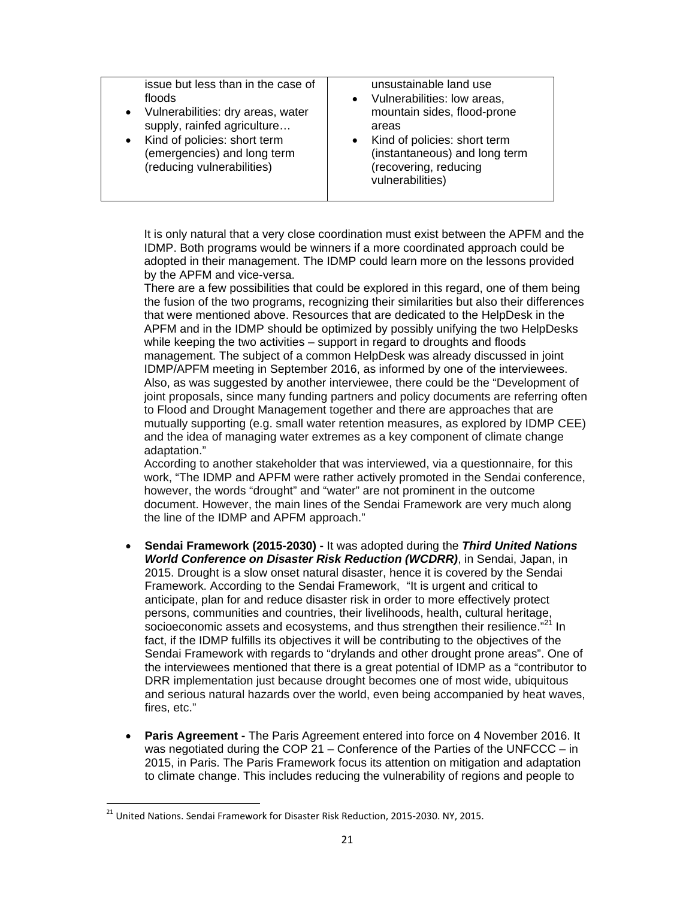| | |
|---|---|
| issue but less than in the case of floods<br>• Vulnerabilities: dry areas, water supply, rainfed agriculture…<br>• Kind of policies: short term (emergencies) and long term (reducing vulnerabilities) | unsustainable land use<br>• Vulnerabilities: low areas, mountain sides, flood-prone areas<br>• Kind of policies: short term (instantaneous) and long term (recovering, reducing vulnerabilities) |

It is only natural that a very close coordination must exist between the APFM and the IDMP. Both programs would be winners if a more coordinated approach could be adopted in their management. The IDMP could learn more on the lessons provided by the APFM and vice-versa.

There are a few possibilities that could be explored in this regard, one of them being the fusion of the two programs, recognizing their similarities but also their differences that were mentioned above. Resources that are dedicated to the HelpDesk in the APFM and in the IDMP should be optimized by possibly unifying the two HelpDesks while keeping the two activities – support in regard to droughts and floods management. The subject of a common HelpDesk was already discussed in joint IDMP/APFM meeting in September 2016, as informed by one of the interviewees. Also, as was suggested by another interviewee, there could be the "Development of joint proposals, since many funding partners and policy documents are referring often to Flood and Drought Management together and there are approaches that are mutually supporting (e.g. small water retention measures, as explored by IDMP CEE) and the idea of managing water extremes as a key component of climate change adaptation."

According to another stakeholder that was interviewed, via a questionnaire, for this work, "The IDMP and APFM were rather actively promoted in the Sendai conference, however, the words "drought" and "water" are not prominent in the outcome document. However, the main lines of the Sendai Framework are very much along the line of the IDMP and APFM approach."

- **Sendai Framework (2015-2030) -** It was adopted during the ***Third United Nations World Conference on Disaster Risk Reduction (WCDRR)***, in Sendai, Japan, in 2015. Drought is a slow onset natural disaster, hence it is covered by the Sendai Framework. According to the Sendai Framework, "It is urgent and critical to anticipate, plan for and reduce disaster risk in order to more effectively protect persons, communities and countries, their livelihoods, health, cultural heritage, socioeconomic assets and ecosystems, and thus strengthen their resilience."[21] In fact, if the IDMP fulfills its objectives it will be contributing to the objectives of the Sendai Framework with regards to "drylands and other drought prone areas". One of the interviewees mentioned that there is a great potential of IDMP as a "contributor to DRR implementation just because drought becomes one of most wide, ubiquitous and serious natural hazards over the world, even being accompanied by heat waves, fires, etc."

- **Paris Agreement -** The Paris Agreement entered into force on 4 November 2016. It was negotiated during the COP 21 – Conference of the Parties of the UNFCCC – in 2015, in Paris. The Paris Framework focus its attention on mitigation and adaptation to climate change. This includes reducing the vulnerability of regions and people to

[21] United Nations. Sendai Framework for Disaster Risk Reduction, 2015-2030. NY, 2015.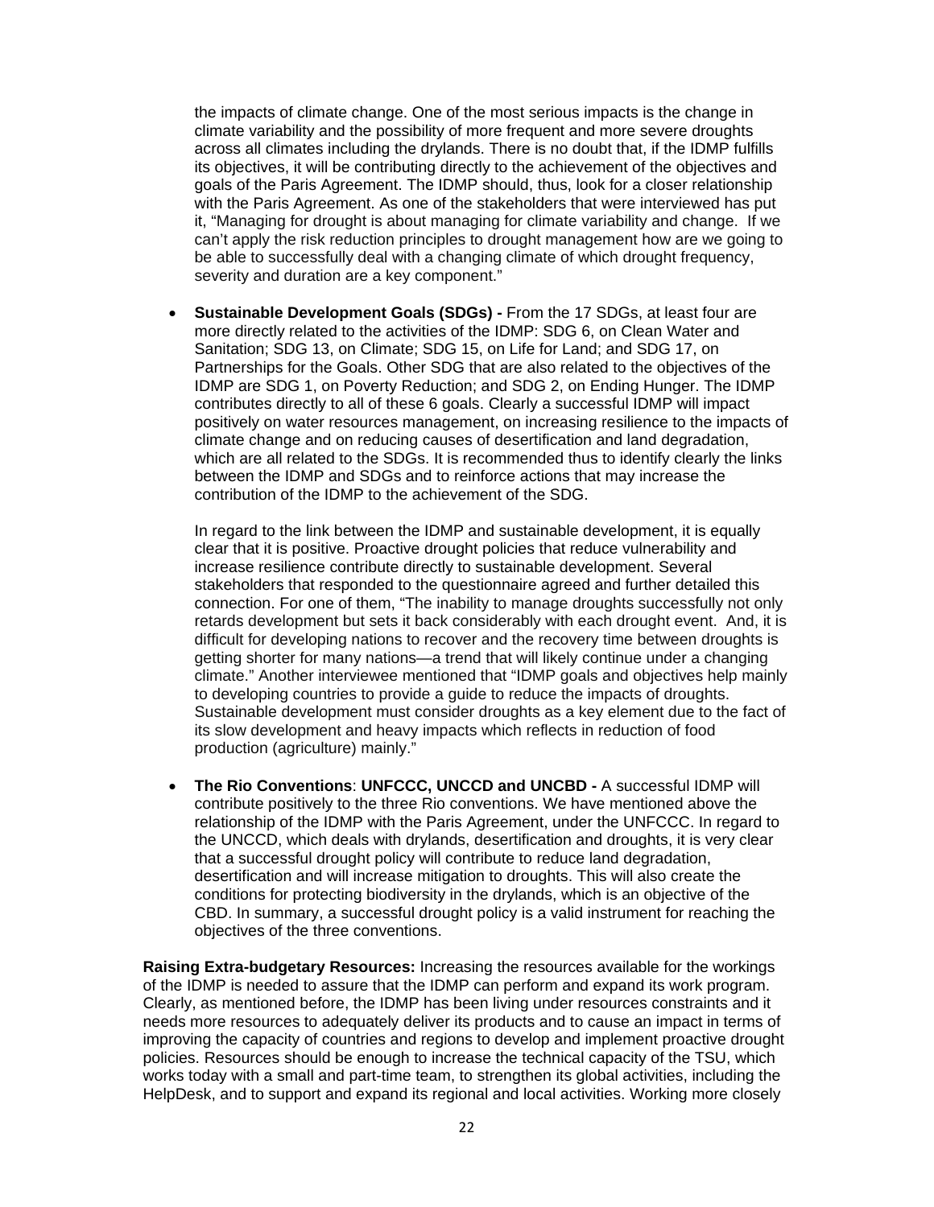the impacts of climate change. One of the most serious impacts is the change in climate variability and the possibility of more frequent and more severe droughts across all climates including the drylands. There is no doubt that, if the IDMP fulfills its objectives, it will be contributing directly to the achievement of the objectives and goals of the Paris Agreement. The IDMP should, thus, look for a closer relationship with the Paris Agreement. As one of the stakeholders that were interviewed has put it, "Managing for drought is about managing for climate variability and change. If we can't apply the risk reduction principles to drought management how are we going to be able to successfully deal with a changing climate of which drought frequency, severity and duration are a key component."

- **Sustainable Development Goals (SDGs) -** From the 17 SDGs, at least four are more directly related to the activities of the IDMP: SDG 6, on Clean Water and Sanitation; SDG 13, on Climate; SDG 15, on Life for Land; and SDG 17, on Partnerships for the Goals. Other SDG that are also related to the objectives of the IDMP are SDG 1, on Poverty Reduction; and SDG 2, on Ending Hunger. The IDMP contributes directly to all of these 6 goals. Clearly a successful IDMP will impact positively on water resources management, on increasing resilience to the impacts of climate change and on reducing causes of desertification and land degradation, which are all related to the SDGs. It is recommended thus to identify clearly the links between the IDMP and SDGs and to reinforce actions that may increase the contribution of the IDMP to the achievement of the SDG.

  In regard to the link between the IDMP and sustainable development, it is equally clear that it is positive. Proactive drought policies that reduce vulnerability and increase resilience contribute directly to sustainable development. Several stakeholders that responded to the questionnaire agreed and further detailed this connection. For one of them, "The inability to manage droughts successfully not only retards development but sets it back considerably with each drought event. And, it is difficult for developing nations to recover and the recovery time between droughts is getting shorter for many nations—a trend that will likely continue under a changing climate." Another interviewee mentioned that "IDMP goals and objectives help mainly to developing countries to provide a guide to reduce the impacts of droughts. Sustainable development must consider droughts as a key element due to the fact of its slow development and heavy impacts which reflects in reduction of food production (agriculture) mainly."

- **The Rio Conventions**: **UNFCCC, UNCCD and UNCBD -** A successful IDMP will contribute positively to the three Rio conventions. We have mentioned above the relationship of the IDMP with the Paris Agreement, under the UNFCCC. In regard to the UNCCD, which deals with drylands, desertification and droughts, it is very clear that a successful drought policy will contribute to reduce land degradation, desertification and will increase mitigation to droughts. This will also create the conditions for protecting biodiversity in the drylands, which is an objective of the CBD. In summary, a successful drought policy is a valid instrument for reaching the objectives of the three conventions.

**Raising Extra-budgetary Resources:** Increasing the resources available for the workings of the IDMP is needed to assure that the IDMP can perform and expand its work program. Clearly, as mentioned before, the IDMP has been living under resources constraints and it needs more resources to adequately deliver its products and to cause an impact in terms of improving the capacity of countries and regions to develop and implement proactive drought policies. Resources should be enough to increase the technical capacity of the TSU, which works today with a small and part-time team, to strengthen its global activities, including the HelpDesk, and to support and expand its regional and local activities. Working more closely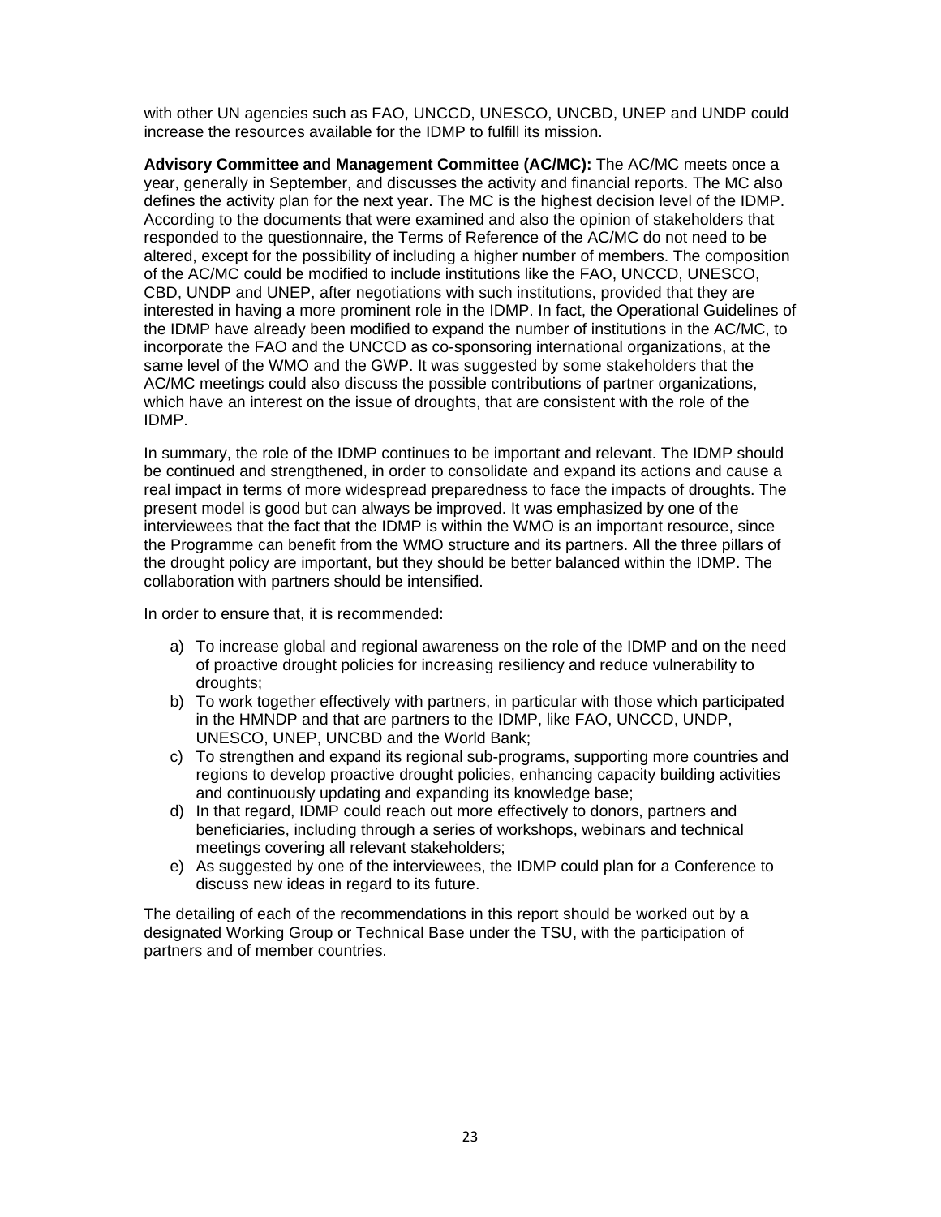with other UN agencies such as FAO, UNCCD, UNESCO, UNCBD, UNEP and UNDP could increase the resources available for the IDMP to fulfill its mission.

**Advisory Committee and Management Committee (AC/MC):** The AC/MC meets once a year, generally in September, and discusses the activity and financial reports. The MC also defines the activity plan for the next year. The MC is the highest decision level of the IDMP. According to the documents that were examined and also the opinion of stakeholders that responded to the questionnaire, the Terms of Reference of the AC/MC do not need to be altered, except for the possibility of including a higher number of members. The composition of the AC/MC could be modified to include institutions like the FAO, UNCCD, UNESCO, CBD, UNDP and UNEP, after negotiations with such institutions, provided that they are interested in having a more prominent role in the IDMP. In fact, the Operational Guidelines of the IDMP have already been modified to expand the number of institutions in the AC/MC, to incorporate the FAO and the UNCCD as co-sponsoring international organizations, at the same level of the WMO and the GWP. It was suggested by some stakeholders that the AC/MC meetings could also discuss the possible contributions of partner organizations, which have an interest on the issue of droughts, that are consistent with the role of the IDMP.

In summary, the role of the IDMP continues to be important and relevant. The IDMP should be continued and strengthened, in order to consolidate and expand its actions and cause a real impact in terms of more widespread preparedness to face the impacts of droughts. The present model is good but can always be improved. It was emphasized by one of the interviewees that the fact that the IDMP is within the WMO is an important resource, since the Programme can benefit from the WMO structure and its partners. All the three pillars of the drought policy are important, but they should be better balanced within the IDMP. The collaboration with partners should be intensified.

In order to ensure that, it is recommended:

a) To increase global and regional awareness on the role of the IDMP and on the need of proactive drought policies for increasing resiliency and reduce vulnerability to droughts;
b) To work together effectively with partners, in particular with those which participated in the HMNDP and that are partners to the IDMP, like FAO, UNCCD, UNDP, UNESCO, UNEP, UNCBD and the World Bank;
c) To strengthen and expand its regional sub-programs, supporting more countries and regions to develop proactive drought policies, enhancing capacity building activities and continuously updating and expanding its knowledge base;
d) In that regard, IDMP could reach out more effectively to donors, partners and beneficiaries, including through a series of workshops, webinars and technical meetings covering all relevant stakeholders;
e) As suggested by one of the interviewees, the IDMP could plan for a Conference to discuss new ideas in regard to its future.

The detailing of each of the recommendations in this report should be worked out by a designated Working Group or Technical Base under the TSU, with the participation of partners and of member countries.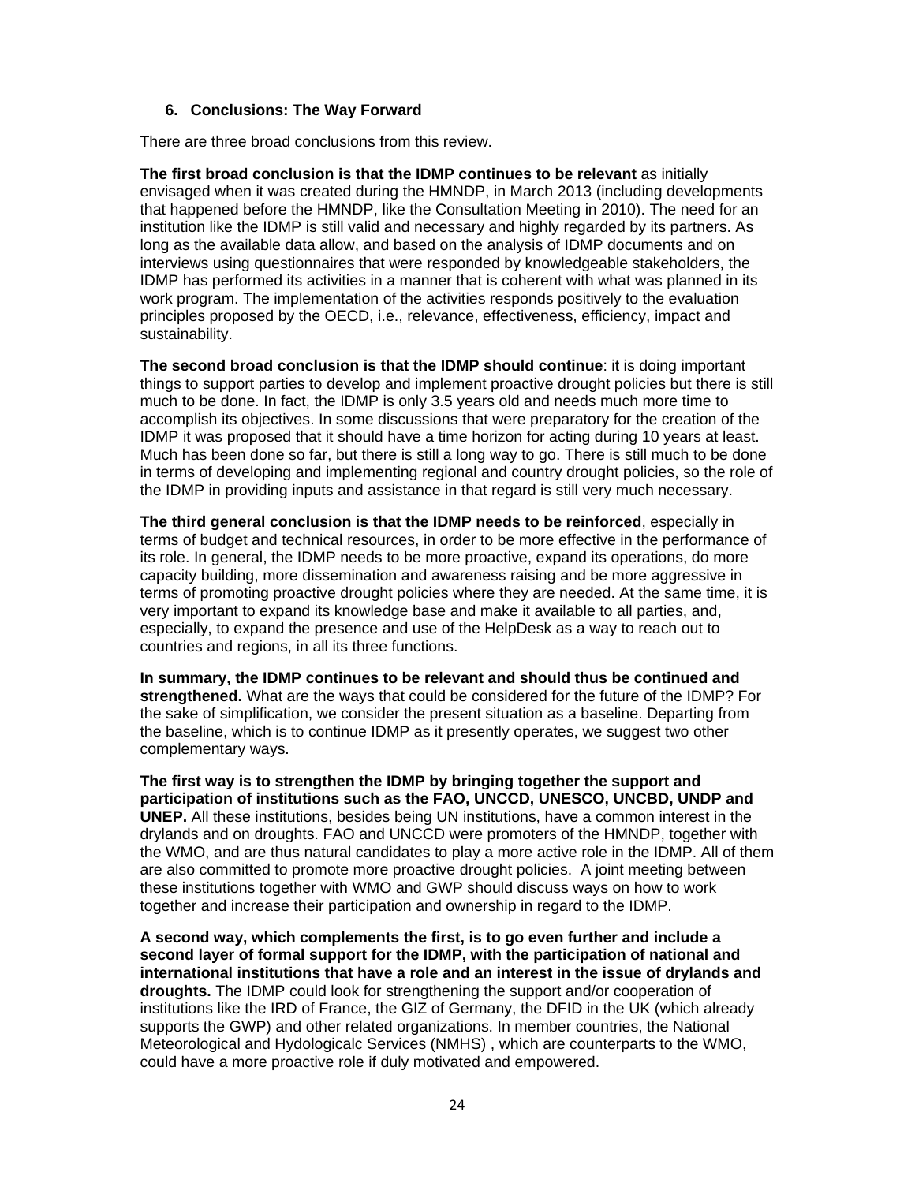### 6. Conclusions: The Way Forward

There are three broad conclusions from this review.

**The first broad conclusion is that the IDMP continues to be relevant** as initially envisaged when it was created during the HMNDP, in March 2013 (including developments that happened before the HMNDP, like the Consultation Meeting in 2010). The need for an institution like the IDMP is still valid and necessary and highly regarded by its partners. As long as the available data allow, and based on the analysis of IDMP documents and on interviews using questionnaires that were responded by knowledgeable stakeholders, the IDMP has performed its activities in a manner that is coherent with what was planned in its work program. The implementation of the activities responds positively to the evaluation principles proposed by the OECD, i.e., relevance, effectiveness, efficiency, impact and sustainability.

**The second broad conclusion is that the IDMP should continue**: it is doing important things to support parties to develop and implement proactive drought policies but there is still much to be done. In fact, the IDMP is only 3.5 years old and needs much more time to accomplish its objectives. In some discussions that were preparatory for the creation of the IDMP it was proposed that it should have a time horizon for acting during 10 years at least. Much has been done so far, but there is still a long way to go. There is still much to be done in terms of developing and implementing regional and country drought policies, so the role of the IDMP in providing inputs and assistance in that regard is still very much necessary.

**The third general conclusion is that the IDMP needs to be reinforced**, especially in terms of budget and technical resources, in order to be more effective in the performance of its role. In general, the IDMP needs to be more proactive, expand its operations, do more capacity building, more dissemination and awareness raising and be more aggressive in terms of promoting proactive drought policies where they are needed. At the same time, it is very important to expand its knowledge base and make it available to all parties, and, especially, to expand the presence and use of the HelpDesk as a way to reach out to countries and regions, in all its three functions.

**In summary, the IDMP continues to be relevant and should thus be continued and strengthened.** What are the ways that could be considered for the future of the IDMP? For the sake of simplification, we consider the present situation as a baseline. Departing from the baseline, which is to continue IDMP as it presently operates, we suggest two other complementary ways.

**The first way is to strengthen the IDMP by bringing together the support and participation of institutions such as the FAO, UNCCD, UNESCO, UNCBD, UNDP and UNEP.** All these institutions, besides being UN institutions, have a common interest in the drylands and on droughts. FAO and UNCCD were promoters of the HMNDP, together with the WMO, and are thus natural candidates to play a more active role in the IDMP. All of them are also committed to promote more proactive drought policies. A joint meeting between these institutions together with WMO and GWP should discuss ways on how to work together and increase their participation and ownership in regard to the IDMP.

**A second way, which complements the first, is to go even further and include a second layer of formal support for the IDMP, with the participation of national and international institutions that have a role and an interest in the issue of drylands and droughts.** The IDMP could look for strengthening the support and/or cooperation of institutions like the IRD of France, the GIZ of Germany, the DFID in the UK (which already supports the GWP) and other related organizations. In member countries, the National Meteorological and Hydologicalc Services (NMHS) , which are counterparts to the WMO, could have a more proactive role if duly motivated and empowered.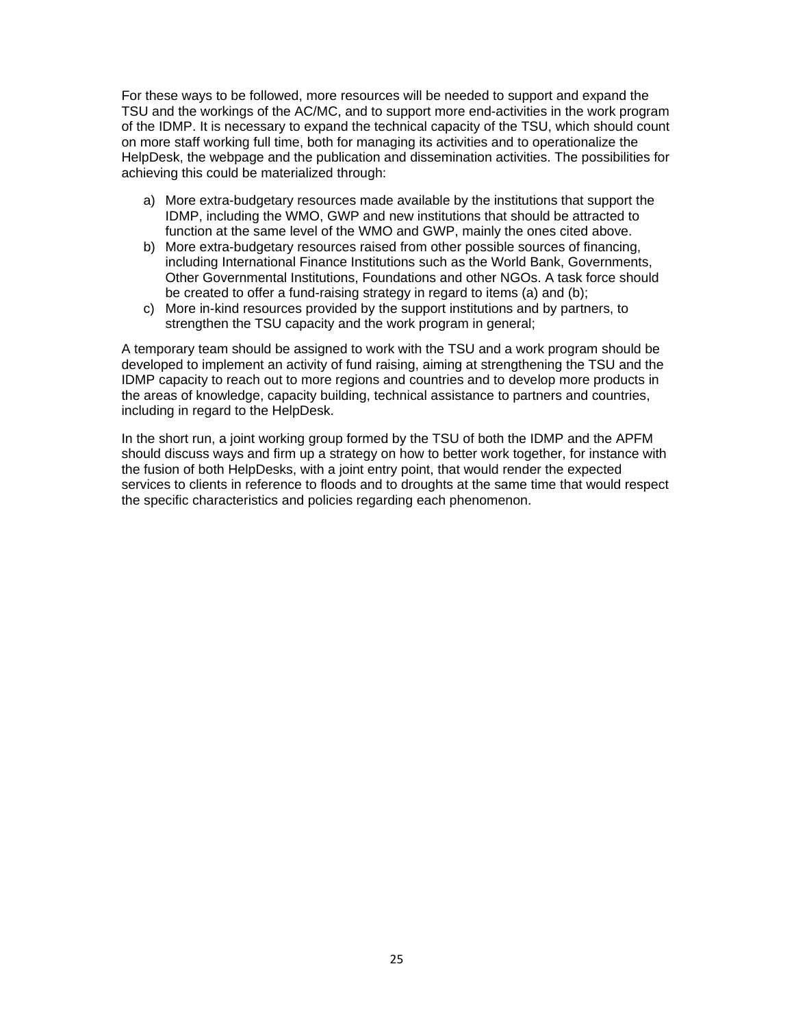For these ways to be followed, more resources will be needed to support and expand the TSU and the workings of the AC/MC, and to support more end-activities in the work program of the IDMP. It is necessary to expand the technical capacity of the TSU, which should count on more staff working full time, both for managing its activities and to operationalize the HelpDesk, the webpage and the publication and dissemination activities. The possibilities for achieving this could be materialized through:

a) More extra-budgetary resources made available by the institutions that support the IDMP, including the WMO, GWP and new institutions that should be attracted to function at the same level of the WMO and GWP, mainly the ones cited above.
b) More extra-budgetary resources raised from other possible sources of financing, including International Finance Institutions such as the World Bank, Governments, Other Governmental Institutions, Foundations and other NGOs. A task force should be created to offer a fund-raising strategy in regard to items (a) and (b);
c) More in-kind resources provided by the support institutions and by partners, to strengthen the TSU capacity and the work program in general;

A temporary team should be assigned to work with the TSU and a work program should be developed to implement an activity of fund raising, aiming at strengthening the TSU and the IDMP capacity to reach out to more regions and countries and to develop more products in the areas of knowledge, capacity building, technical assistance to partners and countries, including in regard to the HelpDesk.

In the short run, a joint working group formed by the TSU of both the IDMP and the APFM should discuss ways and firm up a strategy on how to better work together, for instance with the fusion of both HelpDesks, with a joint entry point, that would render the expected services to clients in reference to floods and to droughts at the same time that would respect the specific characteristics and policies regarding each phenomenon.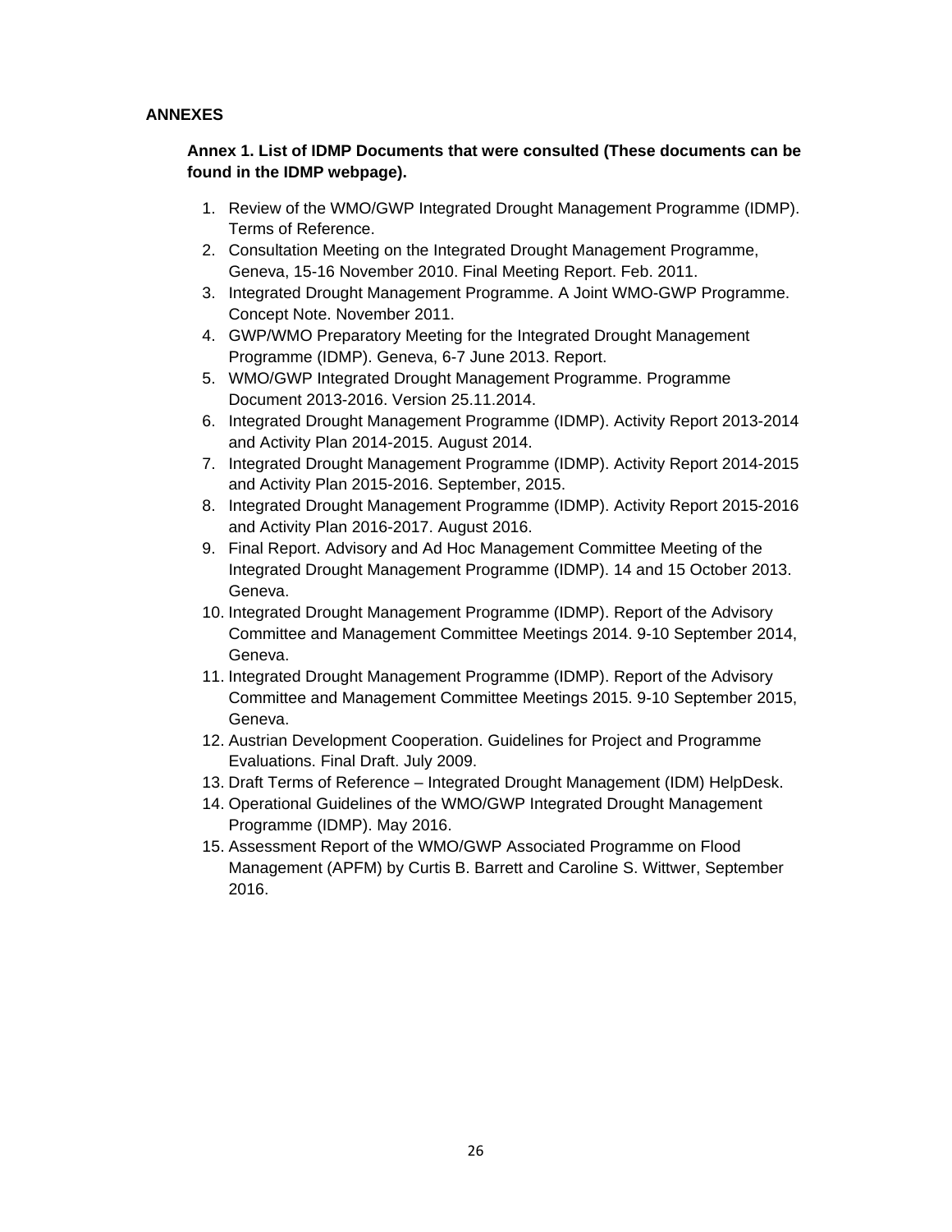## ANNEXES

### Annex 1. List of IDMP Documents that were consulted (These documents can be found in the IDMP webpage).

1. Review of the WMO/GWP Integrated Drought Management Programme (IDMP). Terms of Reference.
2. Consultation Meeting on the Integrated Drought Management Programme, Geneva, 15-16 November 2010. Final Meeting Report. Feb. 2011.
3. Integrated Drought Management Programme. A Joint WMO-GWP Programme. Concept Note. November 2011.
4. GWP/WMO Preparatory Meeting for the Integrated Drought Management Programme (IDMP). Geneva, 6-7 June 2013. Report.
5. WMO/GWP Integrated Drought Management Programme. Programme Document 2013-2016. Version 25.11.2014.
6. Integrated Drought Management Programme (IDMP). Activity Report 2013-2014 and Activity Plan 2014-2015. August 2014.
7. Integrated Drought Management Programme (IDMP). Activity Report 2014-2015 and Activity Plan 2015-2016. September, 2015.
8. Integrated Drought Management Programme (IDMP). Activity Report 2015-2016 and Activity Plan 2016-2017. August 2016.
9. Final Report. Advisory and Ad Hoc Management Committee Meeting of the Integrated Drought Management Programme (IDMP). 14 and 15 October 2013. Geneva.
10. Integrated Drought Management Programme (IDMP). Report of the Advisory Committee and Management Committee Meetings 2014. 9-10 September 2014, Geneva.
11. Integrated Drought Management Programme (IDMP). Report of the Advisory Committee and Management Committee Meetings 2015. 9-10 September 2015, Geneva.
12. Austrian Development Cooperation. Guidelines for Project and Programme Evaluations. Final Draft. July 2009.
13. Draft Terms of Reference – Integrated Drought Management (IDM) HelpDesk.
14. Operational Guidelines of the WMO/GWP Integrated Drought Management Programme (IDMP). May 2016.
15. Assessment Report of the WMO/GWP Associated Programme on Flood Management (APFM) by Curtis B. Barrett and Caroline S. Wittwer, September 2016.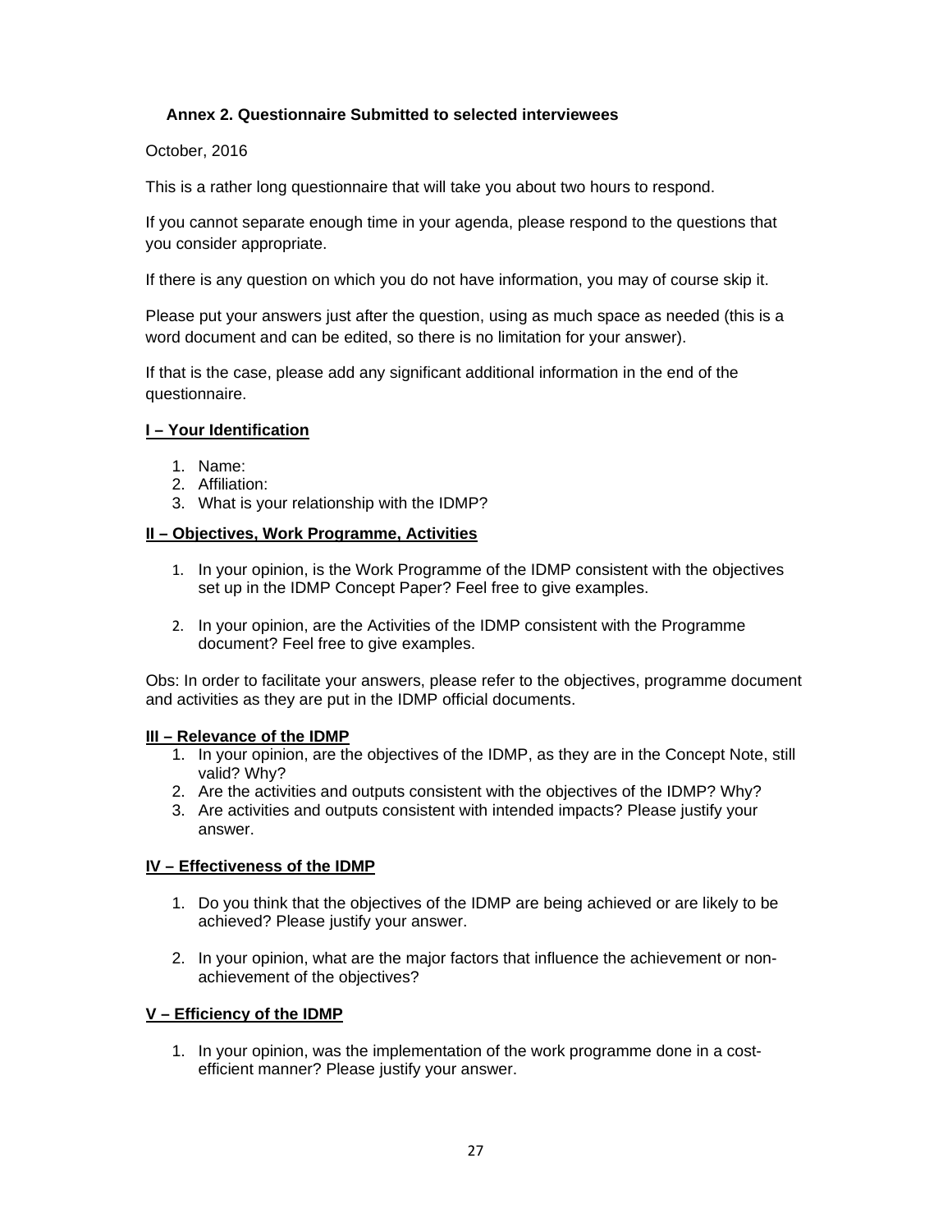## Annex 2. Questionnaire Submitted to selected interviewees

October, 2016

This is a rather long questionnaire that will take you about two hours to respond.

If you cannot separate enough time in your agenda, please respond to the questions that you consider appropriate.

If there is any question on which you do not have information, you may of course skip it.

Please put your answers just after the question, using as much space as needed (this is a word document and can be edited, so there is no limitation for your answer).

If that is the case, please add any significant additional information in the end of the questionnaire.

### I – Your Identification

1. Name:
2. Affiliation:
3. What is your relationship with the IDMP?

### II – Objectives, Work Programme, Activities

1. In your opinion, is the Work Programme of the IDMP consistent with the objectives set up in the IDMP Concept Paper? Feel free to give examples.

2. In your opinion, are the Activities of the IDMP consistent with the Programme document? Feel free to give examples.

Obs: In order to facilitate your answers, please refer to the objectives, programme document and activities as they are put in the IDMP official documents.

### III – Relevance of the IDMP

1. In your opinion, are the objectives of the IDMP, as they are in the Concept Note, still valid? Why?
2. Are the activities and outputs consistent with the objectives of the IDMP? Why?
3. Are activities and outputs consistent with intended impacts? Please justify your answer.

### IV – Effectiveness of the IDMP

1. Do you think that the objectives of the IDMP are being achieved or are likely to be achieved? Please justify your answer.

2. In your opinion, what are the major factors that influence the achievement or non-achievement of the objectives?

### V – Efficiency of the IDMP

1. In your opinion, was the implementation of the work programme done in a cost-efficient manner? Please justify your answer.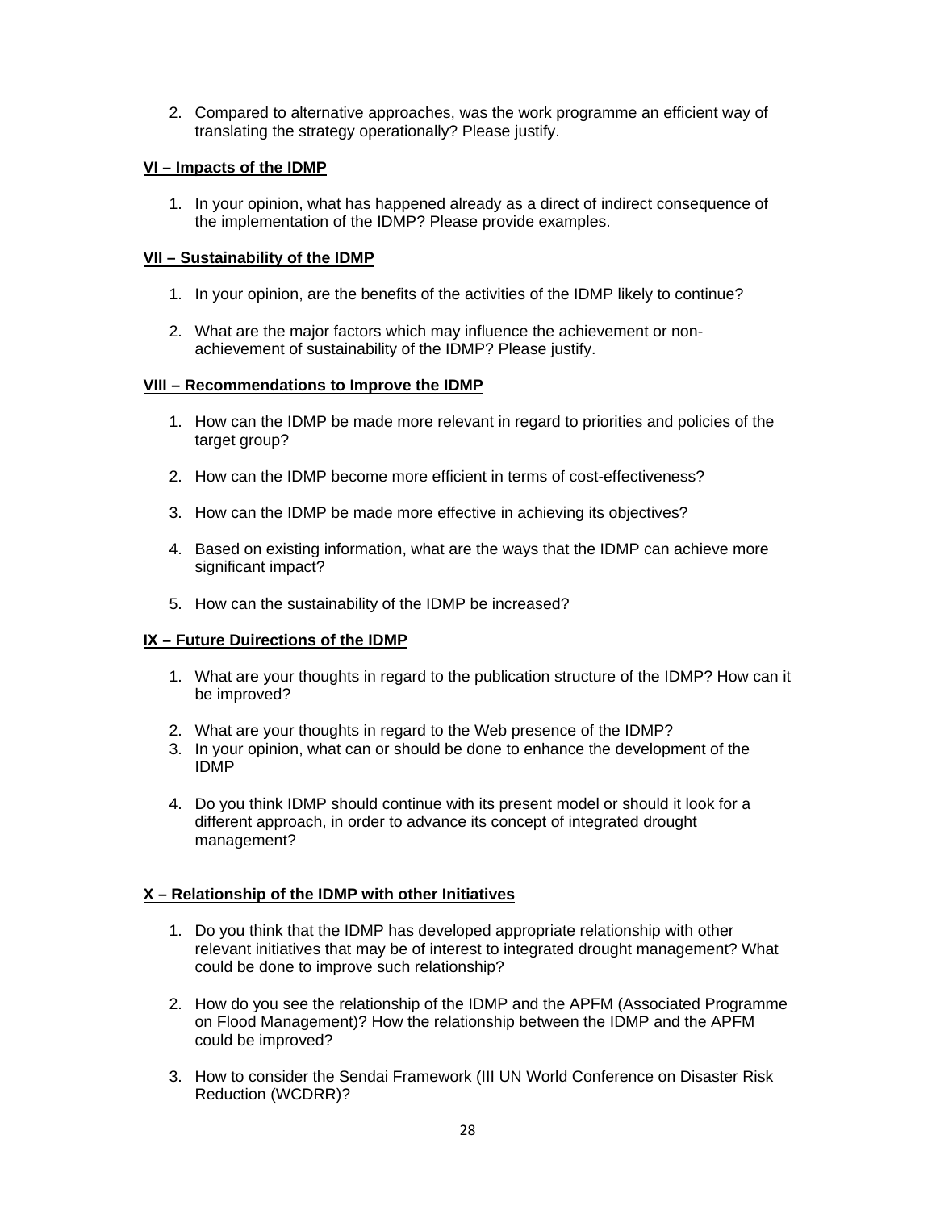2. Compared to alternative approaches, was the work programme an efficient way of translating the strategy operationally? Please justify.

**VI – Impacts of the IDMP**

1. In your opinion, what has happened already as a direct of indirect consequence of the implementation of the IDMP? Please provide examples.

**VII – Sustainability of the IDMP**

1. In your opinion, are the benefits of the activities of the IDMP likely to continue?

2. What are the major factors which may influence the achievement or non-achievement of sustainability of the IDMP? Please justify.

**VIII – Recommendations to Improve the IDMP**

1. How can the IDMP be made more relevant in regard to priorities and policies of the target group?

2. How can the IDMP become more efficient in terms of cost-effectiveness?

3. How can the IDMP be made more effective in achieving its objectives?

4. Based on existing information, what are the ways that the IDMP can achieve more significant impact?

5. How can the sustainability of the IDMP be increased?

**IX – Future Duirections of the IDMP**

1. What are your thoughts in regard to the publication structure of the IDMP? How can it be improved?

2. What are your thoughts in regard to the Web presence of the IDMP?
3. In your opinion, what can or should be done to enhance the development of the IDMP

4. Do you think IDMP should continue with its present model or should it look for a different approach, in order to advance its concept of integrated drought management?

**X – Relationship of the IDMP with other Initiatives**

1. Do you think that the IDMP has developed appropriate relationship with other relevant initiatives that may be of interest to integrated drought management? What could be done to improve such relationship?

2. How do you see the relationship of the IDMP and the APFM (Associated Programme on Flood Management)? How the relationship between the IDMP and the APFM could be improved?

3. How to consider the Sendai Framework (III UN World Conference on Disaster Risk Reduction (WCDRR)?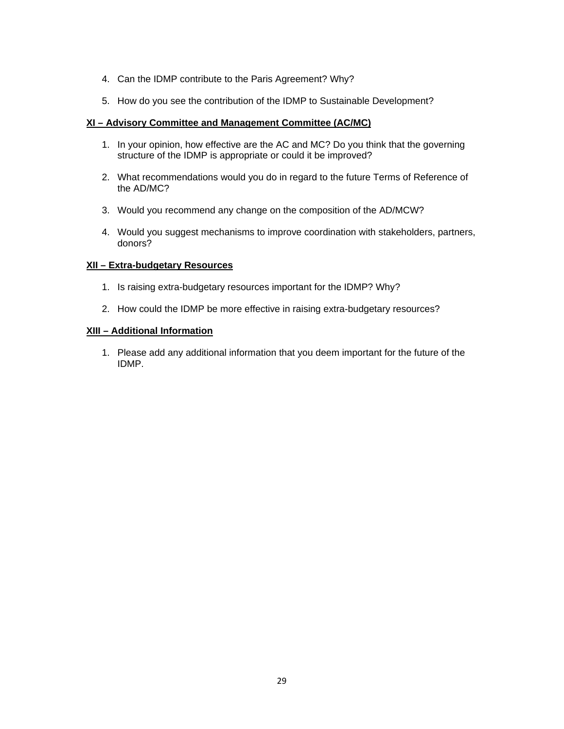4. Can the IDMP contribute to the Paris Agreement? Why?

5. How do you see the contribution of the IDMP to Sustainable Development?

**XI – Advisory Committee and Management Committee (AC/MC)**

1. In your opinion, how effective are the AC and MC? Do you think that the governing structure of the IDMP is appropriate or could it be improved?

2. What recommendations would you do in regard to the future Terms of Reference of the AD/MC?

3. Would you recommend any change on the composition of the AD/MCW?

4. Would you suggest mechanisms to improve coordination with stakeholders, partners, donors?

**XII – Extra-budgetary Resources**

1. Is raising extra-budgetary resources important for the IDMP? Why?

2. How could the IDMP be more effective in raising extra-budgetary resources?

**XIII – Additional Information**

1. Please add any additional information that you deem important for the future of the IDMP.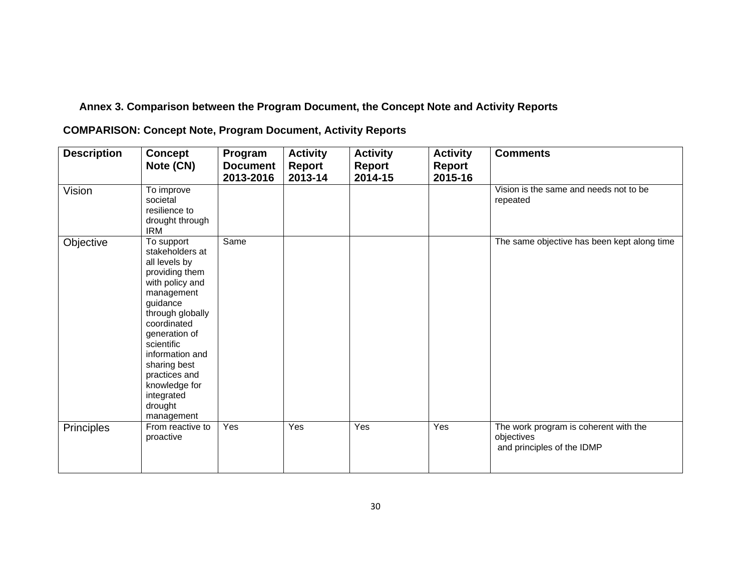### Annex 3. Comparison between the Program Document, the Concept Note and Activity Reports

**COMPARISON: Concept Note, Program Document, Activity Reports**

| Description | Concept Note (CN) | Program Document 2013-2016 | Activity Report 2013-14 | Activity Report 2014-15 | Activity Report 2015-16 | Comments |
|---|---|---|---|---|---|---|
| Vision | To improve societal resilience to drought through IRM | | | | | Vision is the same and needs not to be repeated |
| Objective | To support stakeholders at all levels by providing them with policy and management guidance through globally coordinated generation of scientific information and sharing best practices and knowledge for integrated drought management | Same | | | | The same objective has been kept along time |
| Principles | From reactive to proactive | Yes | Yes | Yes | Yes | The work program is coherent with the objectives and principles of the IDMP |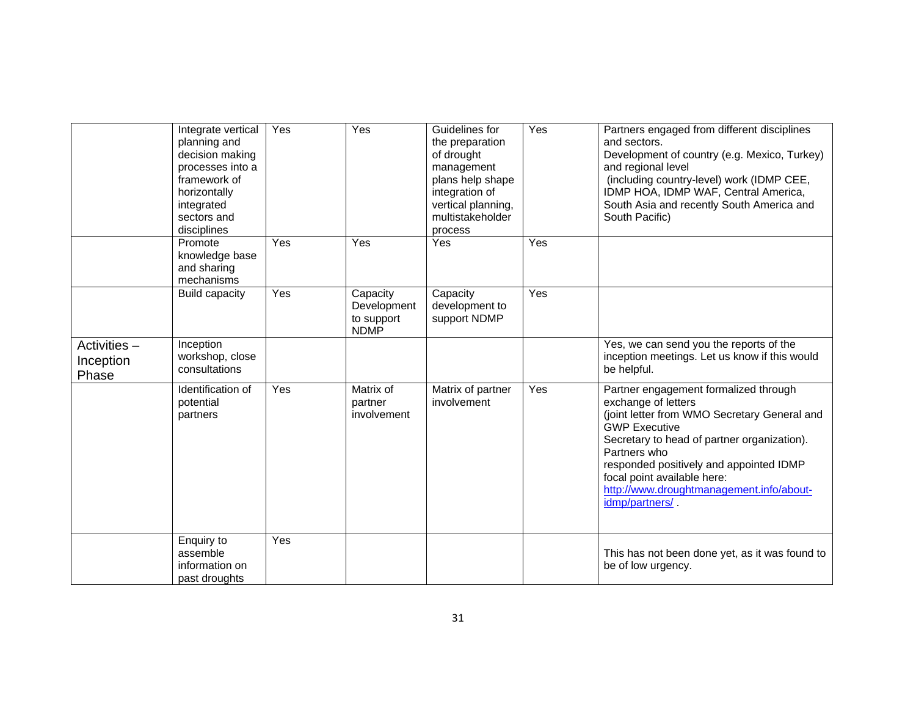| | | | | | | |
|---|---|---|---|---|---|---|
| | Integrate vertical planning and decision making processes into a framework of horizontally integrated sectors and disciplines | Yes | Yes | Guidelines for the preparation of drought management plans help shape integration of vertical planning, multistakeholder process | Yes | Partners engaged from different disciplines and sectors. Development of country (e.g. Mexico, Turkey) and regional level (including country-level) work (IDMP CEE, IDMP HOA, IDMP WAF, Central America, South Asia and recently South America and South Pacific) |
| | Promote knowledge base and sharing mechanisms | Yes | Yes | Yes | Yes | |
| | Build capacity | Yes | Capacity Development to support NDMP | Capacity development to support NDMP | Yes | |
| Activities – Inception Phase | Inception workshop, close consultations | | | | | Yes, we can send you the reports of the inception meetings. Let us know if this would be helpful. |
| | Identification of potential partners | Yes | Matrix of partner involvement | Matrix of partner involvement | Yes | Partner engagement formalized through exchange of letters (joint letter from WMO Secretary General and GWP Executive Secretary to head of partner organization). Partners who responded positively and appointed IDMP focal point available here: [http://www.droughtmanagement.info/about-idmp/partners/](http://www.droughtmanagement.info/about-idmp/partners/) . |
| | Enquiry to assemble information on past droughts | Yes | | | | This has not been done yet, as it was found to be of low urgency. |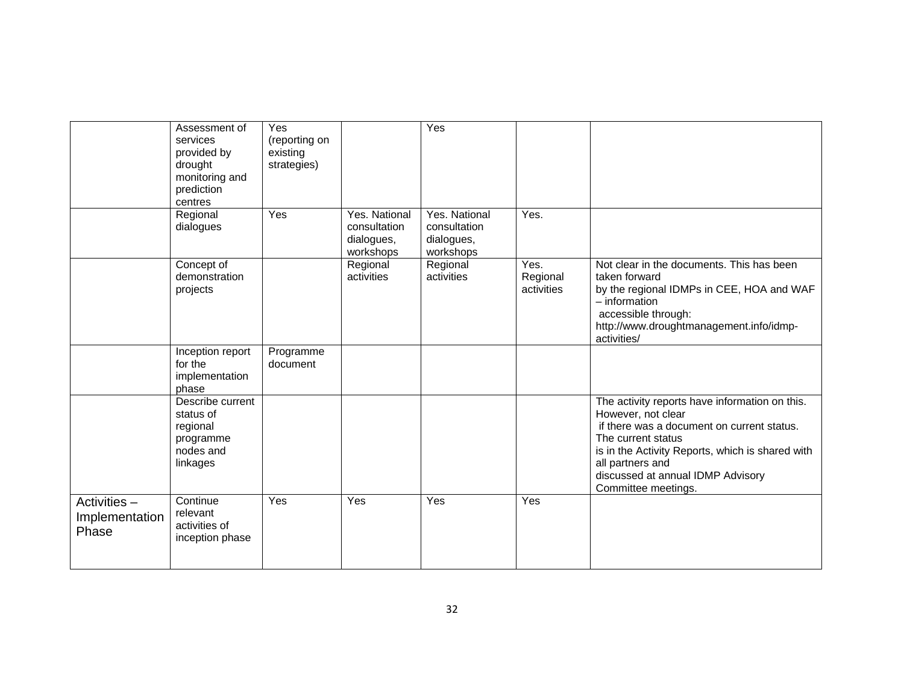| | | | | | | |
|---|---|---|---|---|---|---|
| | Assessment of services provided by drought monitoring and prediction centres | Yes (reporting on existing strategies) | | Yes | | |
| | Regional dialogues | Yes | Yes. National consultation dialogues, workshops | Yes. National consultation dialogues, workshops | Yes. | |
| | Concept of demonstration projects | | Regional activities | Regional activities | Yes. Regional activities | Not clear in the documents. This has been taken forward by the regional IDMPs in CEE, HOA and WAF – information accessible through: http://www.droughtmanagement.info/idmp-activities/ |
| | Inception report for the implementation phase | Programme document | | | | |
| | Describe current status of regional programme nodes and linkages | | | | | The activity reports have information on this. However, not clear if there was a document on current status. The current status is in the Activity Reports, which is shared with all partners and discussed at annual IDMP Advisory Committee meetings. |
| Activities – Implementation Phase | Continue relevant activities of inception phase | Yes | Yes | Yes | Yes | |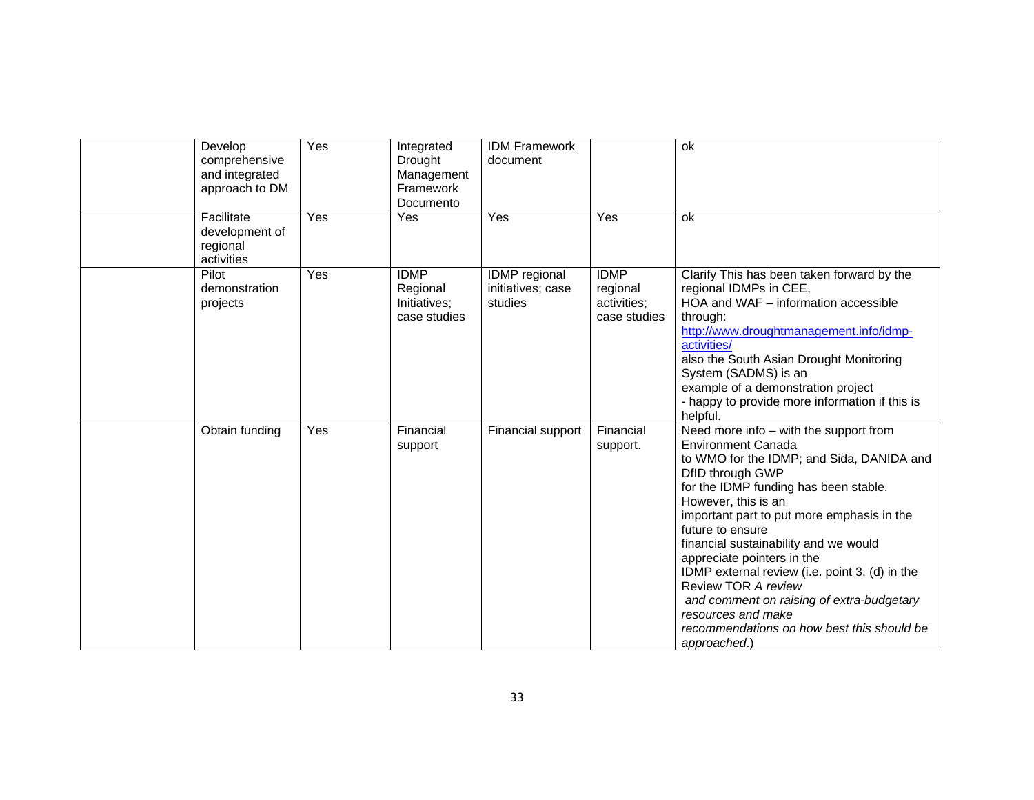| | | | | | | |
|---|---|---|---|---|---|---|
| | Develop comprehensive and integrated approach to DM | Yes | Integrated Drought Management Framework Documento | IDM Framework document | | ok |
| | Facilitate development of regional activities | Yes | Yes | Yes | Yes | ok |
| | Pilot demonstration projects | Yes | IDMP Regional Initiatives; case studies | IDMP regional initiatives; case studies | IDMP regional activities; case studies | Clarify This has been taken forward by the regional IDMPs in CEE, HOA and WAF – information accessible through: [http://www.droughtmanagement.info/idmp-activities/](http://www.droughtmanagement.info/idmp-activities/) also the South Asian Drought Monitoring System (SADMS) is an example of a demonstration project - happy to provide more information if this is helpful. |
| | Obtain funding | Yes | Financial support | Financial support | Financial support. | Need more info – with the support from Environment Canada to WMO for the IDMP; and Sida, DANIDA and DfID through GWP for the IDMP funding has been stable. However, this is an important part to put more emphasis in the future to ensure financial sustainability and we would appreciate pointers in the IDMP external review (i.e. point 3. (d) in the Review TOR *A review and comment on raising of extra-budgetary resources and make recommendations on how best this should be approached*.) |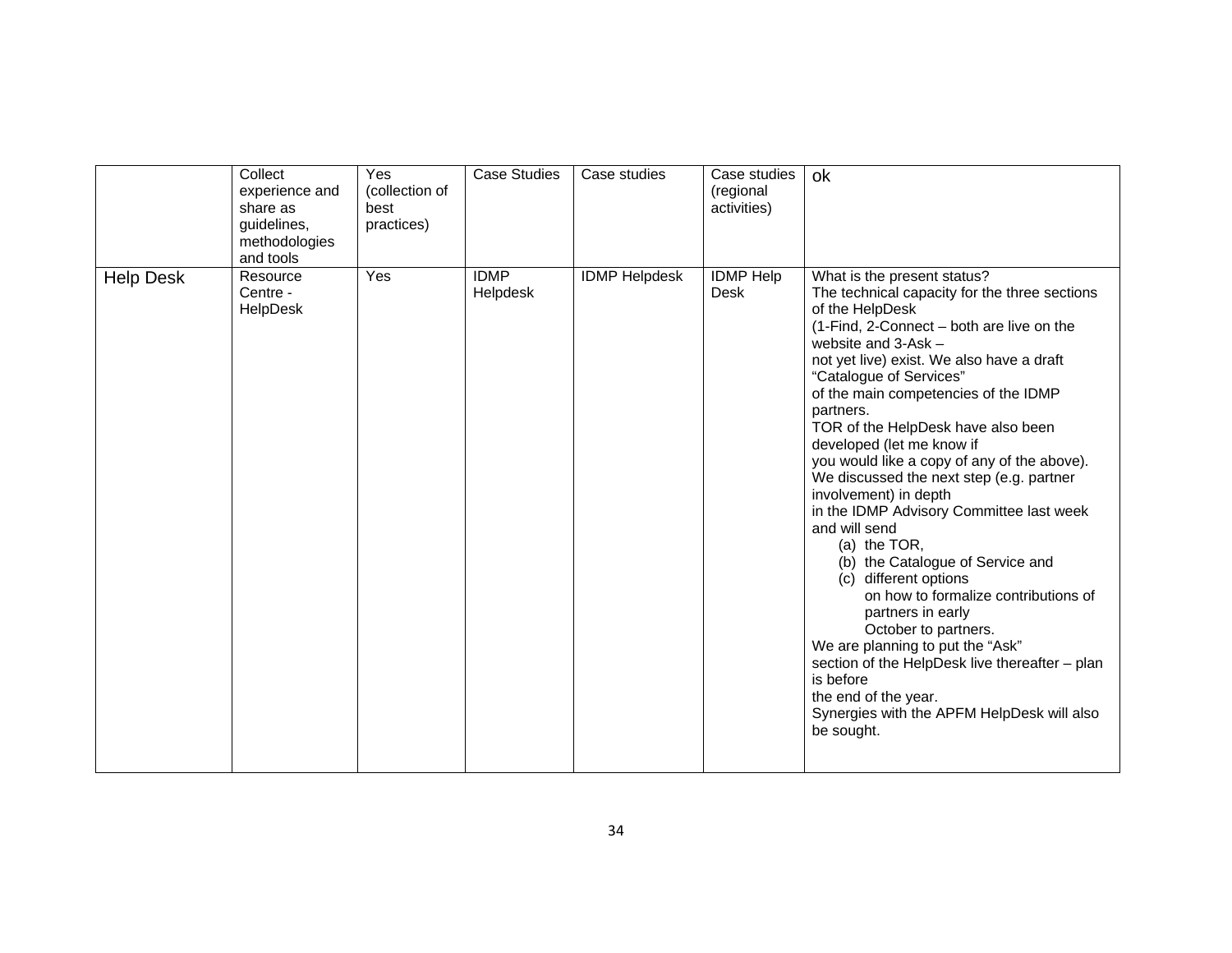| | | | | | | |
|---|---|---|---|---|---|---|
| | Collect experience and share as guidelines, methodologies and tools | Yes (collection of best practices) | Case Studies | Case studies | Case studies (regional activities) | ok |
| Help Desk | Resource Centre - HelpDesk | Yes | IDMP Helpdesk | IDMP Helpdesk | IDMP Help Desk | What is the present status?<br>The technical capacity for the three sections of the HelpDesk<br>(1-Find, 2-Connect – both are live on the website and 3-Ask –<br>not yet live) exist. We also have a draft "Catalogue of Services"<br>of the main competencies of the IDMP partners.<br>TOR of the HelpDesk have also been developed (let me know if<br>you would like a copy of any of the above).<br>We discussed the next step (e.g. partner involvement) in depth<br>in the IDMP Advisory Committee last week and will send<br>(a) the TOR,<br>(b) the Catalogue of Service and<br>(c) different options on how to formalize contributions of partners in early October to partners.<br>We are planning to put the "Ask"<br>section of the HelpDesk live thereafter – plan is before<br>the end of the year.<br>Synergies with the APFM HelpDesk will also be sought. |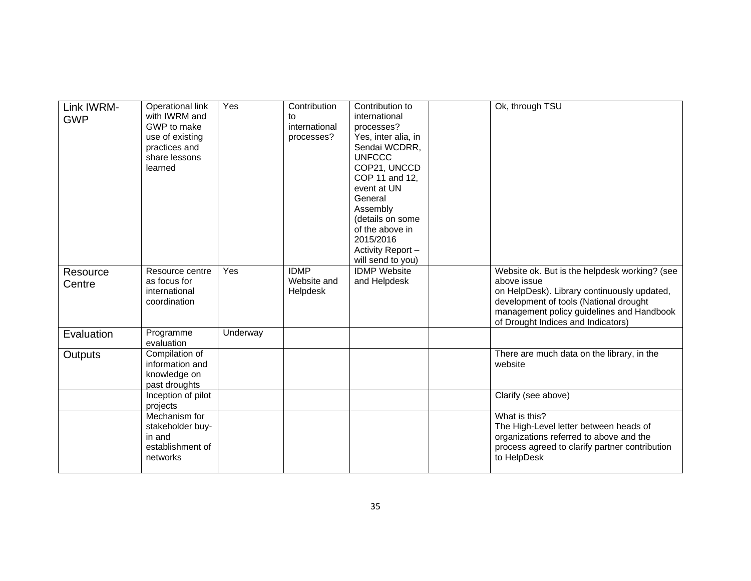| Link IWRM-GWP | Operational link with IWRM and GWP to make use of existing practices and share lessons learned | Yes | Contribution to international processes? | Contribution to international processes? Yes, inter alia, in Sendai WCDRR, UNFCCC COP21, UNCCD COP 11 and 12, event at UN General Assembly (details on some of the above in 2015/2016 Activity Report – will send to you) | | Ok, through TSU |
|---|---|---|---|---|---|---|
| Resource Centre | Resource centre as focus for international coordination | Yes | IDMP Website and Helpdesk | IDMP Website and Helpdesk | | Website ok. But is the helpdesk working? (see above issue on HelpDesk). Library continuously updated, development of tools (National drought management policy guidelines and Handbook of Drought Indices and Indicators) |
| Evaluation | Programme evaluation | Underway | | | | |
| Outputs | Compilation of information and knowledge on past droughts | | | | | There are much data on the library, in the website |
| | Inception of pilot projects | | | | | Clarify (see above) |
| | Mechanism for stakeholder buy-in and establishment of networks | | | | | What is this? The High-Level letter between heads of organizations referred to above and the process agreed to clarify partner contribution to HelpDesk |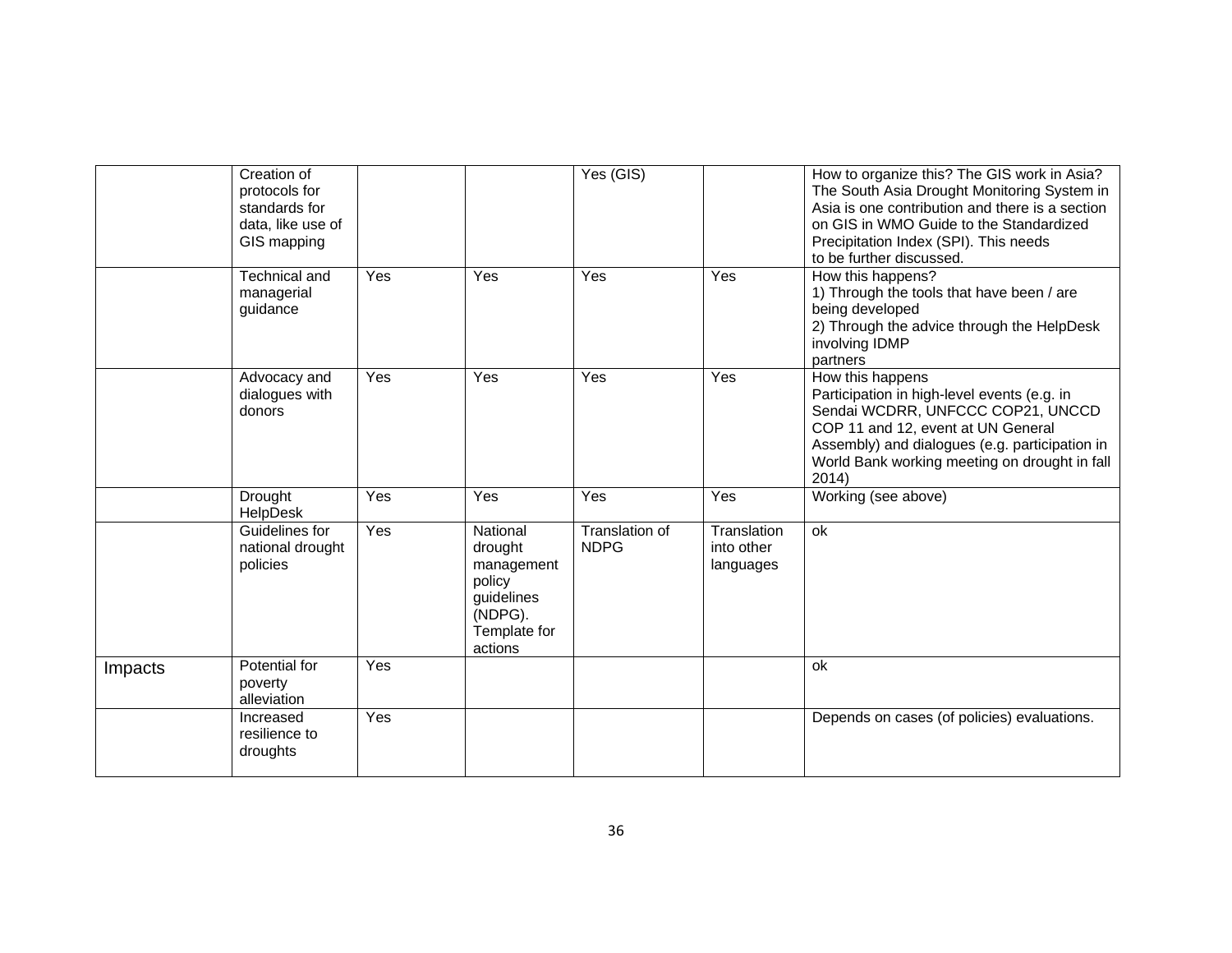| | | | | | | |
|---|---|---|---|---|---|---|
| | Creation of protocols for standards for data, like use of GIS mapping | | | Yes (GIS) | | How to organize this? The GIS work in Asia? The South Asia Drought Monitoring System in Asia is one contribution and there is a section on GIS in WMO Guide to the Standardized Precipitation Index (SPI). This needs to be further discussed. |
| | Technical and managerial guidance | Yes | Yes | Yes | Yes | How this happens?<br>1) Through the tools that have been / are being developed<br>2) Through the advice through the HelpDesk involving IDMP partners |
| | Advocacy and dialogues with donors | Yes | Yes | Yes | Yes | How this happens<br>Participation in high-level events (e.g. in Sendai WCDRR, UNFCCC COP21, UNCCD COP 11 and 12, event at UN General Assembly) and dialogues (e.g. participation in World Bank working meeting on drought in fall 2014) |
| | Drought HelpDesk | Yes | Yes | Yes | Yes | Working (see above) |
| | Guidelines for national drought policies | Yes | National drought management policy guidelines (NDPG). Template for actions | Translation of NDPG | Translation into other languages | ok |
| Impacts | Potential for poverty alleviation | Yes | | | | ok |
| | Increased resilience to droughts | Yes | | | | Depends on cases (of policies) evaluations. |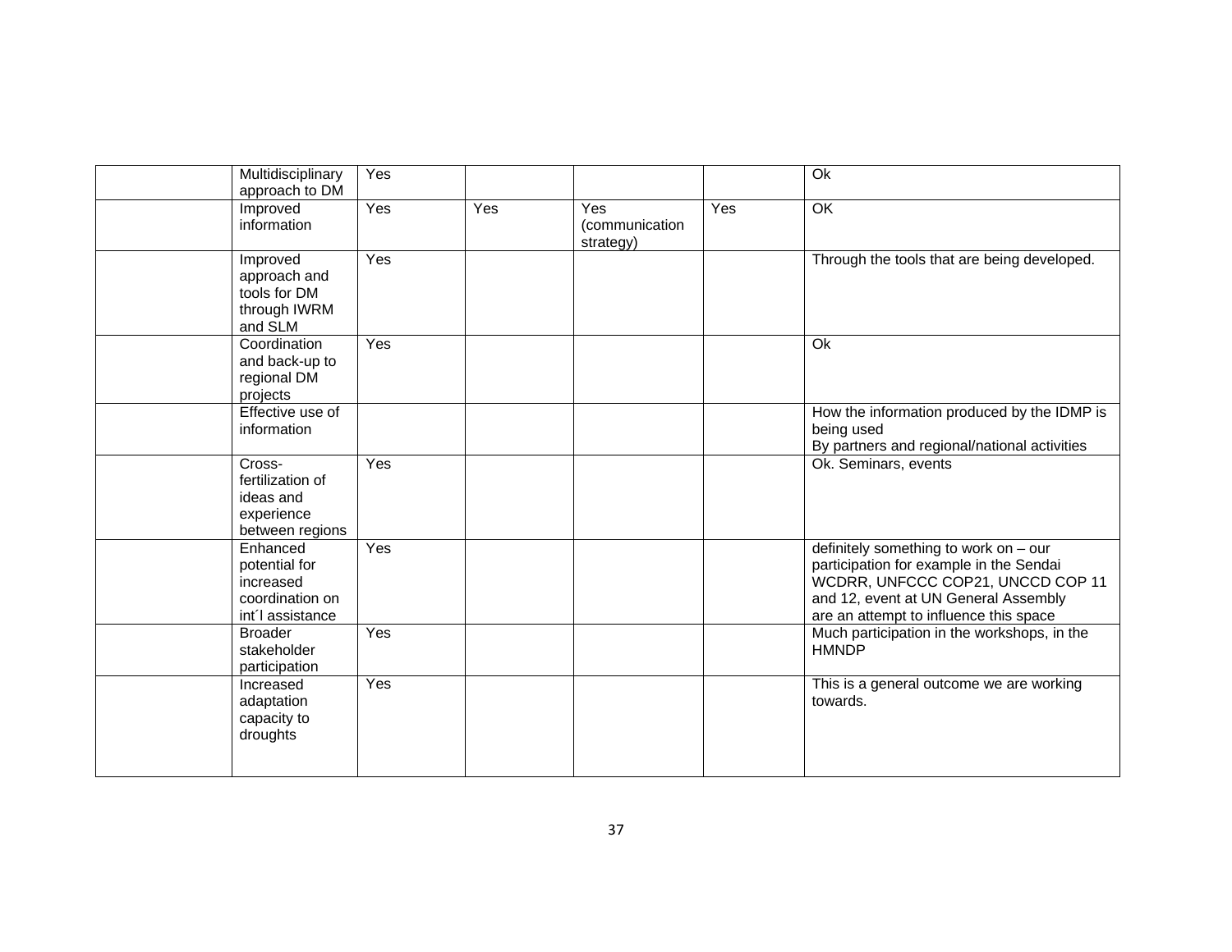| | | | | | | |
|---|---|---|---|---|---|---|
| | Multidisciplinary approach to DM | Yes | | | | Ok |
| | Improved information | Yes | Yes | Yes (communication strategy) | Yes | OK |
| | Improved approach and tools for DM through IWRM and SLM | Yes | | | | Through the tools that are being developed. |
| | Coordination and back-up to regional DM projects | Yes | | | | Ok |
| | Effective use of information | | | | | How the information produced by the IDMP is being used By partners and regional/national activities |
| | Cross-fertilization of ideas and experience between regions | Yes | | | | Ok. Seminars, events |
| | Enhanced potential for increased coordination on int´l assistance | Yes | | | | definitely something to work on – our participation for example in the Sendai WCDRR, UNFCCC COP21, UNCCD COP 11 and 12, event at UN General Assembly are an attempt to influence this space |
| | Broader stakeholder participation | Yes | | | | Much participation in the workshops, in the HMNDP |
| | Increased adaptation capacity to droughts | Yes | | | | This is a general outcome we are working towards. |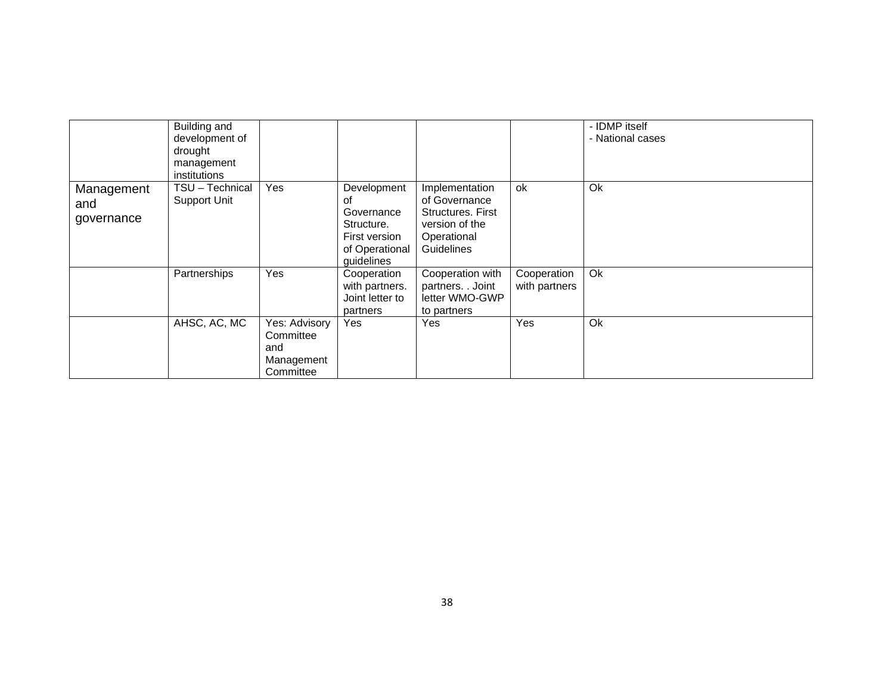| | | | | | | |
|---|---|---|---|---|---|---|
| | Building and development of drought management institutions | | | | | - IDMP itself<br>- National cases |
| Management and governance | TSU – Technical Support Unit | Yes | Development of Governance Structure. First version of Operational guidelines | Implementation of Governance Structures. First version of the Operational Guidelines | ok | Ok |
| | Partnerships | Yes | Cooperation with partners. Joint letter to partners | Cooperation with partners. . Joint letter WMO-GWP to partners | Cooperation with partners | Ok |
| | AHSC, AC, MC | Yes: Advisory Committee and Management Committee | Yes | Yes | Yes | Ok |